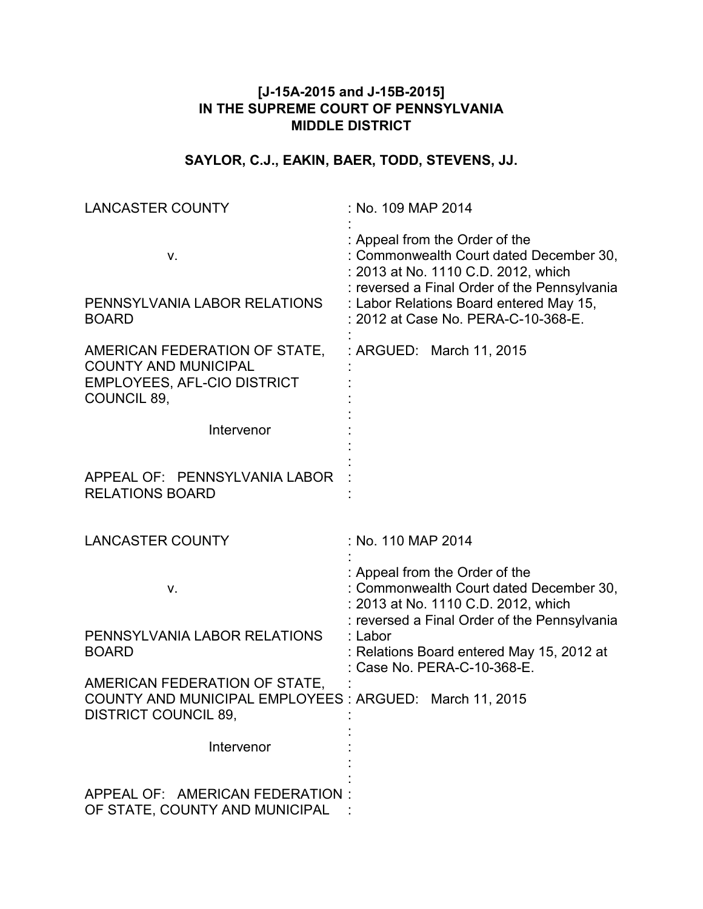**[J-15A-2015 and J-15B-2015]**
**IN THE SUPREME COURT OF PENNSYLVANIA**
**MIDDLE DISTRICT**

**SAYLOR, C.J., EAKIN, BAER, TODD, STEVENS, JJ.**

| | |
|---|---|
| LANCASTER COUNTY<br><br>v.<br><br>PENNSYLVANIA LABOR RELATIONS BOARD<br><br>AMERICAN FEDERATION OF STATE, COUNTY AND MUNICIPAL EMPLOYEES, AFL-CIO DISTRICT COUNCIL 89,<br><br>Intervenor<br><br>APPEAL OF: PENNSYLVANIA LABOR RELATIONS BOARD | : No. 109 MAP 2014<br><br>: Appeal from the Order of the Commonwealth Court dated December 30, 2013 at No. 1110 C.D. 2012, which reversed a Final Order of the Pennsylvania Labor Relations Board entered May 15, 2012 at Case No. PERA-C-10-368-E.<br><br>: ARGUED: March 11, 2015 |

| | |
|---|---|
| LANCASTER COUNTY<br><br>v.<br><br>PENNSYLVANIA LABOR RELATIONS BOARD<br><br>AMERICAN FEDERATION OF STATE, COUNTY AND MUNICIPAL EMPLOYEES DISTRICT COUNCIL 89,<br><br>Intervenor<br><br>APPEAL OF: AMERICAN FEDERATION OF STATE, COUNTY AND MUNICIPAL | : No. 110 MAP 2014<br><br>: Appeal from the Order of the Commonwealth Court dated December 30, 2013 at No. 1110 C.D. 2012, which reversed a Final Order of the Pennsylvania Labor Relations Board entered May 15, 2012 at Case No. PERA-C-10-368-E.<br><br>: ARGUED: March 11, 2015 |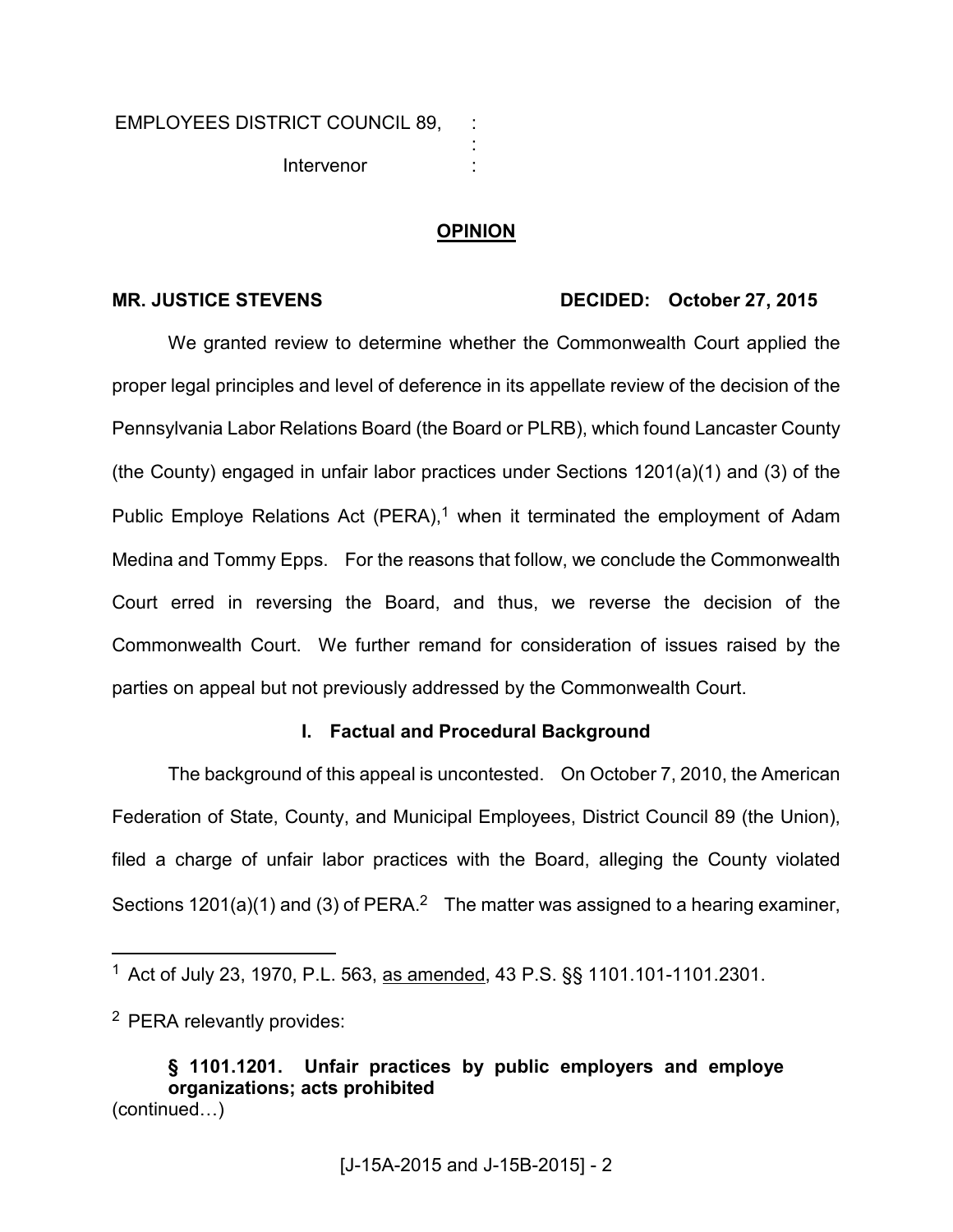EMPLOYEES DISTRICT COUNCIL 89, :
:
Intervenor :

## OPINION

**MR. JUSTICE STEVENS** **DECIDED: October 27, 2015**

We granted review to determine whether the Commonwealth Court applied the proper legal principles and level of deference in its appellate review of the decision of the Pennsylvania Labor Relations Board (the Board or PLRB), which found Lancaster County (the County) engaged in unfair labor practices under Sections 1201(a)(1) and (3) of the Public Employe Relations Act (PERA),[1] when it terminated the employment of Adam Medina and Tommy Epps. For the reasons that follow, we conclude the Commonwealth Court erred in reversing the Board, and thus, we reverse the decision of the Commonwealth Court. We further remand for consideration of issues raised by the parties on appeal but not previously addressed by the Commonwealth Court.

### I. Factual and Procedural Background

The background of this appeal is uncontested. On October 7, 2010, the American Federation of State, County, and Municipal Employees, District Council 89 (the Union), filed a charge of unfair labor practices with the Board, alleging the County violated Sections 1201(a)(1) and (3) of PERA.[2] The matter was assigned to a hearing examiner,

---

[1] Act of July 23, 1970, P.L. 563, as amended, 43 P.S. §§ 1101.101-1101.2301.

[2] PERA relevantly provides:

> **§ 1101.1201. Unfair practices by public employers and employe organizations; acts prohibited**

(continued…)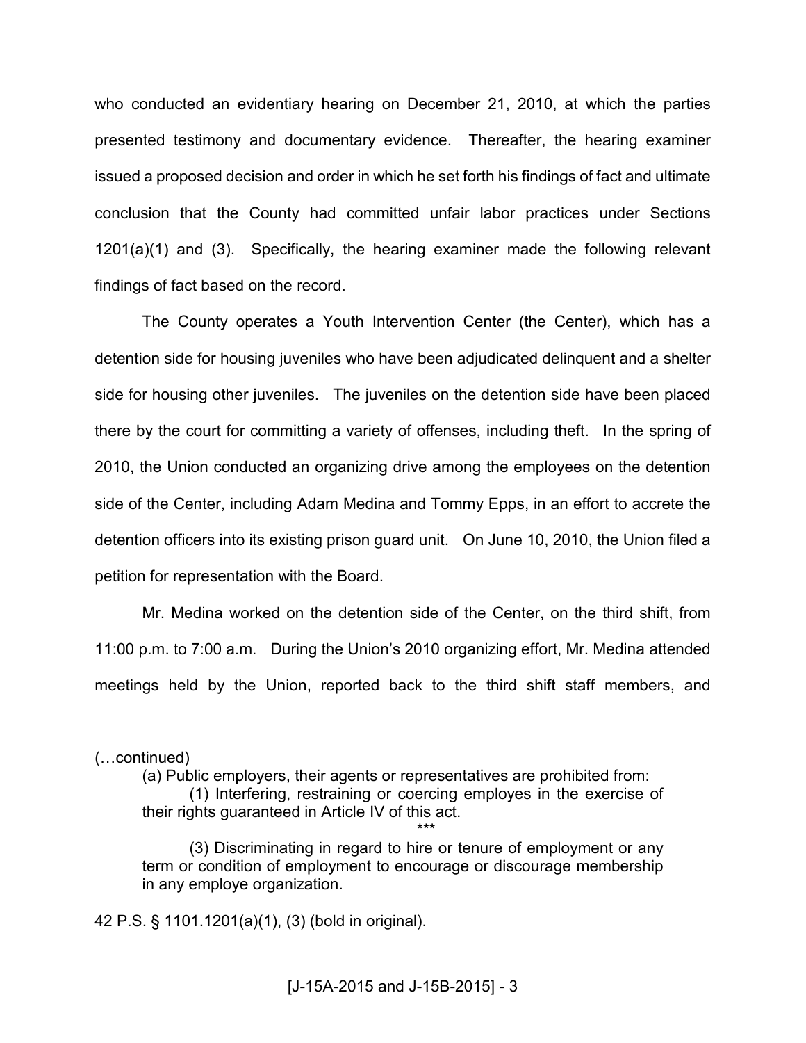who conducted an evidentiary hearing on December 21, 2010, at which the parties presented testimony and documentary evidence. Thereafter, the hearing examiner issued a proposed decision and order in which he set forth his findings of fact and ultimate conclusion that the County had committed unfair labor practices under Sections 1201(a)(1) and (3). Specifically, the hearing examiner made the following relevant findings of fact based on the record.

The County operates a Youth Intervention Center (the Center), which has a detention side for housing juveniles who have been adjudicated delinquent and a shelter side for housing other juveniles. The juveniles on the detention side have been placed there by the court for committing a variety of offenses, including theft. In the spring of 2010, the Union conducted an organizing drive among the employees on the detention side of the Center, including Adam Medina and Tommy Epps, in an effort to accrete the detention officers into its existing prison guard unit. On June 10, 2010, the Union filed a petition for representation with the Board.

Mr. Medina worked on the detention side of the Center, on the third shift, from 11:00 p.m. to 7:00 a.m. During the Union's 2010 organizing effort, Mr. Medina attended meetings held by the Union, reported back to the third shift staff members, and

---

(…continued)

(a) Public employers, their agents or representatives are prohibited from:

(1) Interfering, restraining or coercing employes in the exercise of their rights guaranteed in Article IV of this act.

***

(3) Discriminating in regard to hire or tenure of employment or any term or condition of employment to encourage or discourage membership in any employe organization.

42 P.S. § 1101.1201(a)(1), (3) (bold in original).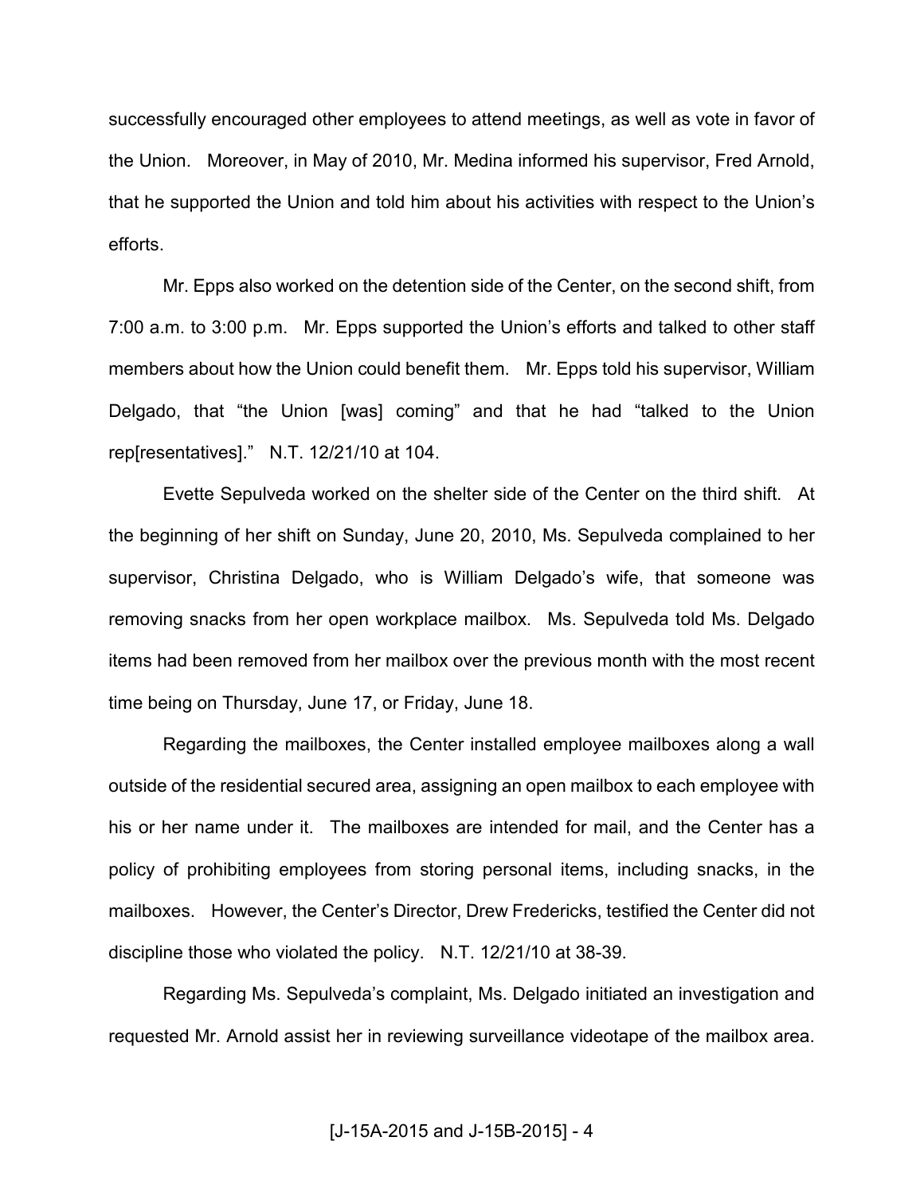successfully encouraged other employees to attend meetings, as well as vote in favor of the Union. Moreover, in May of 2010, Mr. Medina informed his supervisor, Fred Arnold, that he supported the Union and told him about his activities with respect to the Union's efforts.

Mr. Epps also worked on the detention side of the Center, on the second shift, from 7:00 a.m. to 3:00 p.m. Mr. Epps supported the Union's efforts and talked to other staff members about how the Union could benefit them. Mr. Epps told his supervisor, William Delgado, that "the Union [was] coming" and that he had "talked to the Union rep[resentatives]." N.T. 12/21/10 at 104.

Evette Sepulveda worked on the shelter side of the Center on the third shift. At the beginning of her shift on Sunday, June 20, 2010, Ms. Sepulveda complained to her supervisor, Christina Delgado, who is William Delgado's wife, that someone was removing snacks from her open workplace mailbox. Ms. Sepulveda told Ms. Delgado items had been removed from her mailbox over the previous month with the most recent time being on Thursday, June 17, or Friday, June 18.

Regarding the mailboxes, the Center installed employee mailboxes along a wall outside of the residential secured area, assigning an open mailbox to each employee with his or her name under it. The mailboxes are intended for mail, and the Center has a policy of prohibiting employees from storing personal items, including snacks, in the mailboxes. However, the Center's Director, Drew Fredericks, testified the Center did not discipline those who violated the policy. N.T. 12/21/10 at 38-39.

Regarding Ms. Sepulveda's complaint, Ms. Delgado initiated an investigation and requested Mr. Arnold assist her in reviewing surveillance videotape of the mailbox area.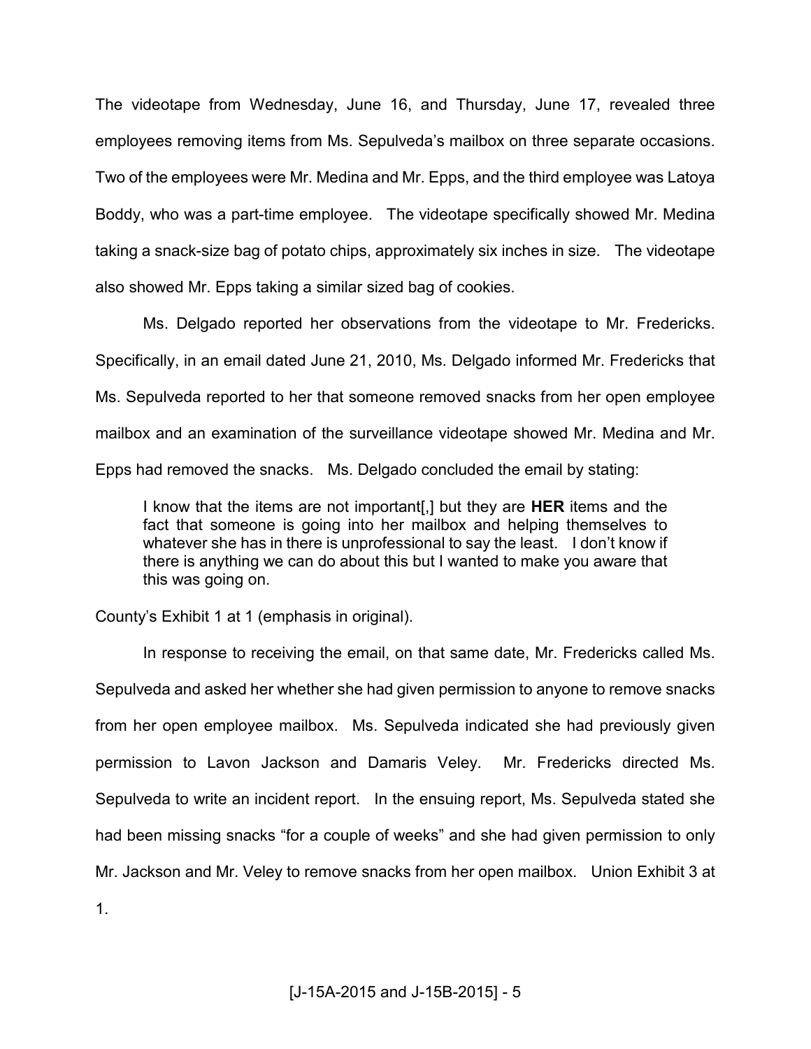The videotape from Wednesday, June 16, and Thursday, June 17, revealed three employees removing items from Ms. Sepulveda's mailbox on three separate occasions. Two of the employees were Mr. Medina and Mr. Epps, and the third employee was Latoya Boddy, who was a part-time employee. The videotape specifically showed Mr. Medina taking a snack-size bag of potato chips, approximately six inches in size. The videotape also showed Mr. Epps taking a similar sized bag of cookies.

Ms. Delgado reported her observations from the videotape to Mr. Fredericks. Specifically, in an email dated June 21, 2010, Ms. Delgado informed Mr. Fredericks that Ms. Sepulveda reported to her that someone removed snacks from her open employee mailbox and an examination of the surveillance videotape showed Mr. Medina and Mr. Epps had removed the snacks. Ms. Delgado concluded the email by stating:

> I know that the items are not important[,] but they are **HER** items and the fact that someone is going into her mailbox and helping themselves to whatever she has in there is unprofessional to say the least. I don't know if there is anything we can do about this but I wanted to make you aware that this was going on.

County's Exhibit 1 at 1 (emphasis in original).

In response to receiving the email, on that same date, Mr. Fredericks called Ms. Sepulveda and asked her whether she had given permission to anyone to remove snacks from her open employee mailbox. Ms. Sepulveda indicated she had previously given permission to Lavon Jackson and Damaris Veley. Mr. Fredericks directed Ms. Sepulveda to write an incident report. In the ensuing report, Ms. Sepulveda stated she had been missing snacks "for a couple of weeks" and she had given permission to only Mr. Jackson and Mr. Veley to remove snacks from her open mailbox. Union Exhibit 3 at 1.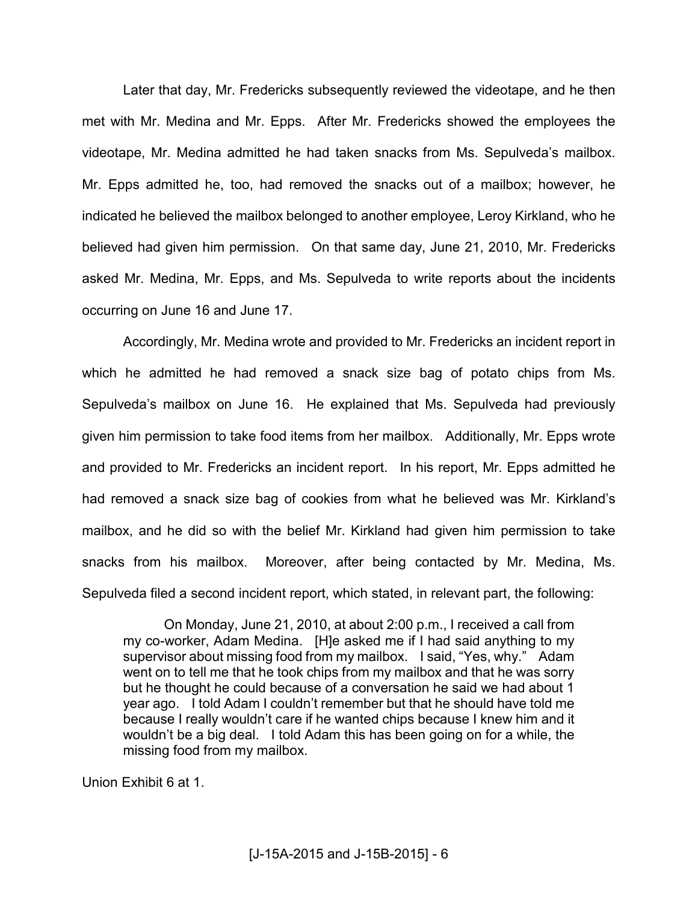Later that day, Mr. Fredericks subsequently reviewed the videotape, and he then met with Mr. Medina and Mr. Epps. After Mr. Fredericks showed the employees the videotape, Mr. Medina admitted he had taken snacks from Ms. Sepulveda's mailbox. Mr. Epps admitted he, too, had removed the snacks out of a mailbox; however, he indicated he believed the mailbox belonged to another employee, Leroy Kirkland, who he believed had given him permission. On that same day, June 21, 2010, Mr. Fredericks asked Mr. Medina, Mr. Epps, and Ms. Sepulveda to write reports about the incidents occurring on June 16 and June 17.

Accordingly, Mr. Medina wrote and provided to Mr. Fredericks an incident report in which he admitted he had removed a snack size bag of potato chips from Ms. Sepulveda's mailbox on June 16. He explained that Ms. Sepulveda had previously given him permission to take food items from her mailbox. Additionally, Mr. Epps wrote and provided to Mr. Fredericks an incident report. In his report, Mr. Epps admitted he had removed a snack size bag of cookies from what he believed was Mr. Kirkland's mailbox, and he did so with the belief Mr. Kirkland had given him permission to take snacks from his mailbox. Moreover, after being contacted by Mr. Medina, Ms. Sepulveda filed a second incident report, which stated, in relevant part, the following:

> On Monday, June 21, 2010, at about 2:00 p.m., I received a call from my co-worker, Adam Medina. [H]e asked me if I had said anything to my supervisor about missing food from my mailbox. I said, "Yes, why." Adam went on to tell me that he took chips from my mailbox and that he was sorry but he thought he could because of a conversation he said we had about 1 year ago. I told Adam I couldn't remember but that he should have told me because I really wouldn't care if he wanted chips because I knew him and it wouldn't be a big deal. I told Adam this has been going on for a while, the missing food from my mailbox.

Union Exhibit 6 at 1.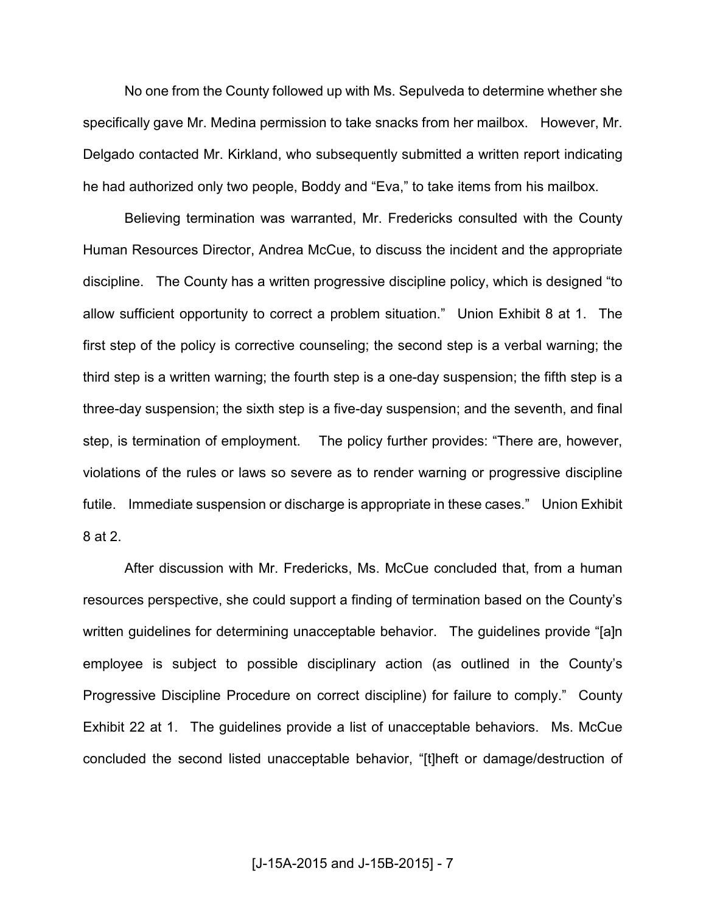No one from the County followed up with Ms. Sepulveda to determine whether she specifically gave Mr. Medina permission to take snacks from her mailbox. However, Mr. Delgado contacted Mr. Kirkland, who subsequently submitted a written report indicating he had authorized only two people, Boddy and "Eva," to take items from his mailbox.

Believing termination was warranted, Mr. Fredericks consulted with the County Human Resources Director, Andrea McCue, to discuss the incident and the appropriate discipline. The County has a written progressive discipline policy, which is designed "to allow sufficient opportunity to correct a problem situation." Union Exhibit 8 at 1. The first step of the policy is corrective counseling; the second step is a verbal warning; the third step is a written warning; the fourth step is a one-day suspension; the fifth step is a three-day suspension; the sixth step is a five-day suspension; and the seventh, and final step, is termination of employment. The policy further provides: "There are, however, violations of the rules or laws so severe as to render warning or progressive discipline futile. Immediate suspension or discharge is appropriate in these cases." Union Exhibit 8 at 2.

After discussion with Mr. Fredericks, Ms. McCue concluded that, from a human resources perspective, she could support a finding of termination based on the County's written guidelines for determining unacceptable behavior. The guidelines provide "[a]n employee is subject to possible disciplinary action (as outlined in the County's Progressive Discipline Procedure on correct discipline) for failure to comply." County Exhibit 22 at 1. The guidelines provide a list of unacceptable behaviors. Ms. McCue concluded the second listed unacceptable behavior, "[t]heft or damage/destruction of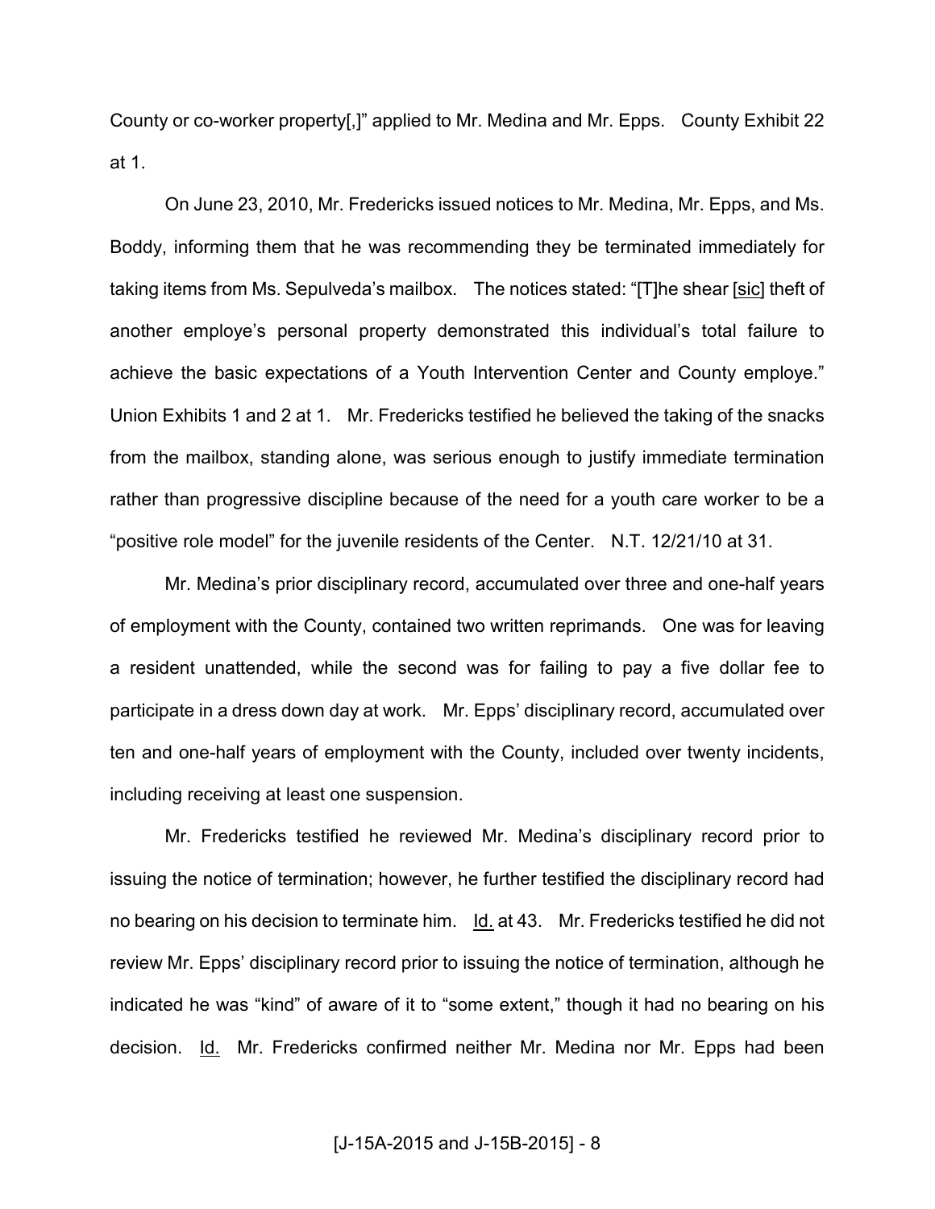County or co-worker property[,]" applied to Mr. Medina and Mr. Epps. County Exhibit 22 at 1.

On June 23, 2010, Mr. Fredericks issued notices to Mr. Medina, Mr. Epps, and Ms. Boddy, informing them that he was recommending they be terminated immediately for taking items from Ms. Sepulveda's mailbox. The notices stated: "[T]he shear [sic] theft of another employe's personal property demonstrated this individual's total failure to achieve the basic expectations of a Youth Intervention Center and County employe." Union Exhibits 1 and 2 at 1. Mr. Fredericks testified he believed the taking of the snacks from the mailbox, standing alone, was serious enough to justify immediate termination rather than progressive discipline because of the need for a youth care worker to be a "positive role model" for the juvenile residents of the Center. N.T. 12/21/10 at 31.

Mr. Medina's prior disciplinary record, accumulated over three and one-half years of employment with the County, contained two written reprimands. One was for leaving a resident unattended, while the second was for failing to pay a five dollar fee to participate in a dress down day at work. Mr. Epps' disciplinary record, accumulated over ten and one-half years of employment with the County, included over twenty incidents, including receiving at least one suspension.

Mr. Fredericks testified he reviewed Mr. Medina's disciplinary record prior to issuing the notice of termination; however, he further testified the disciplinary record had no bearing on his decision to terminate him. Id. at 43. Mr. Fredericks testified he did not review Mr. Epps' disciplinary record prior to issuing the notice of termination, although he indicated he was "kind" of aware of it to "some extent," though it had no bearing on his decision. Id. Mr. Fredericks confirmed neither Mr. Medina nor Mr. Epps had been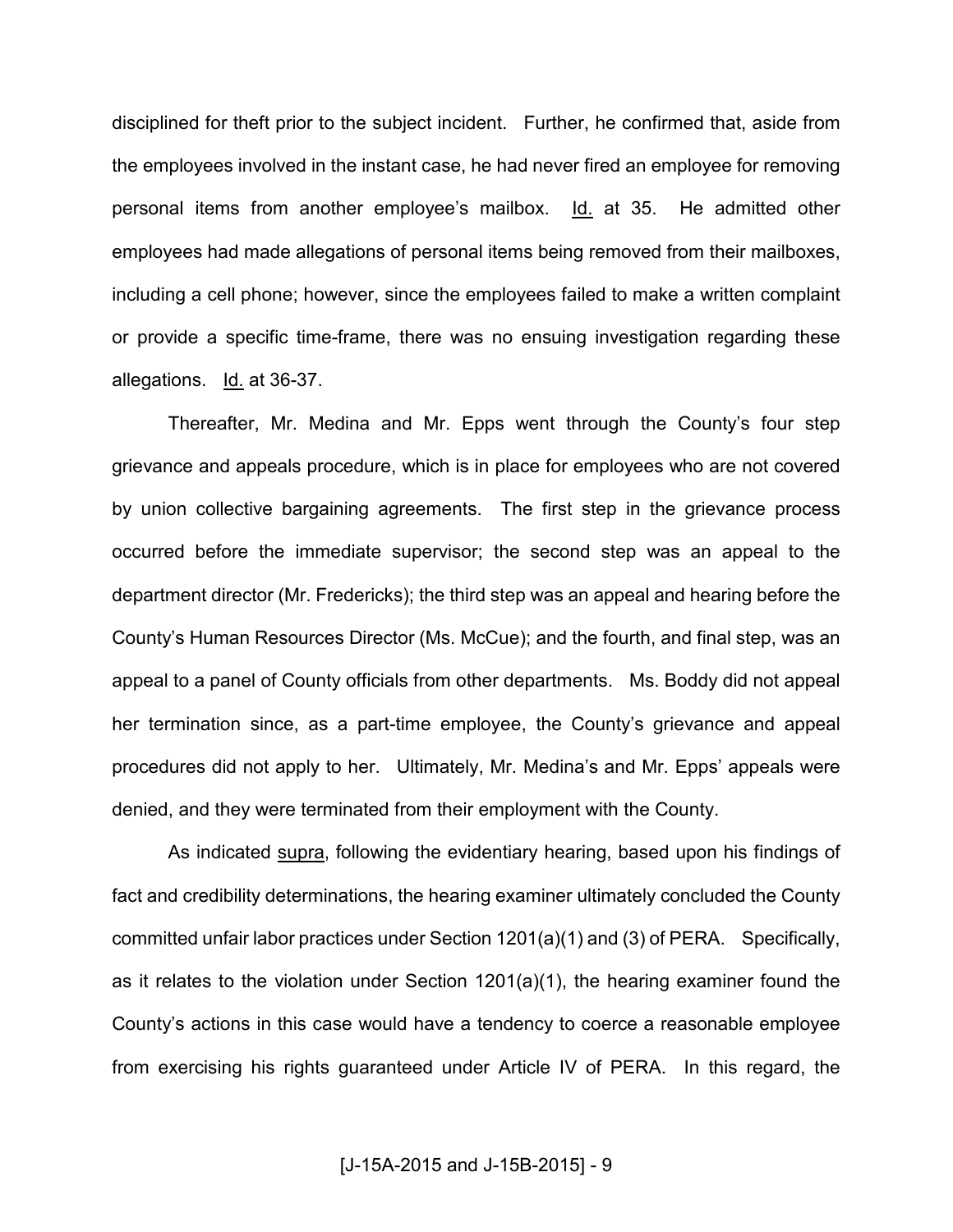disciplined for theft prior to the subject incident. Further, he confirmed that, aside from the employees involved in the instant case, he had never fired an employee for removing personal items from another employee's mailbox. Id. at 35. He admitted other employees had made allegations of personal items being removed from their mailboxes, including a cell phone; however, since the employees failed to make a written complaint or provide a specific time-frame, there was no ensuing investigation regarding these allegations. Id. at 36-37.

Thereafter, Mr. Medina and Mr. Epps went through the County's four step grievance and appeals procedure, which is in place for employees who are not covered by union collective bargaining agreements. The first step in the grievance process occurred before the immediate supervisor; the second step was an appeal to the department director (Mr. Fredericks); the third step was an appeal and hearing before the County's Human Resources Director (Ms. McCue); and the fourth, and final step, was an appeal to a panel of County officials from other departments. Ms. Boddy did not appeal her termination since, as a part-time employee, the County's grievance and appeal procedures did not apply to her. Ultimately, Mr. Medina's and Mr. Epps' appeals were denied, and they were terminated from their employment with the County.

As indicated supra, following the evidentiary hearing, based upon his findings of fact and credibility determinations, the hearing examiner ultimately concluded the County committed unfair labor practices under Section 1201(a)(1) and (3) of PERA. Specifically, as it relates to the violation under Section 1201(a)(1), the hearing examiner found the County's actions in this case would have a tendency to coerce a reasonable employee from exercising his rights guaranteed under Article IV of PERA. In this regard, the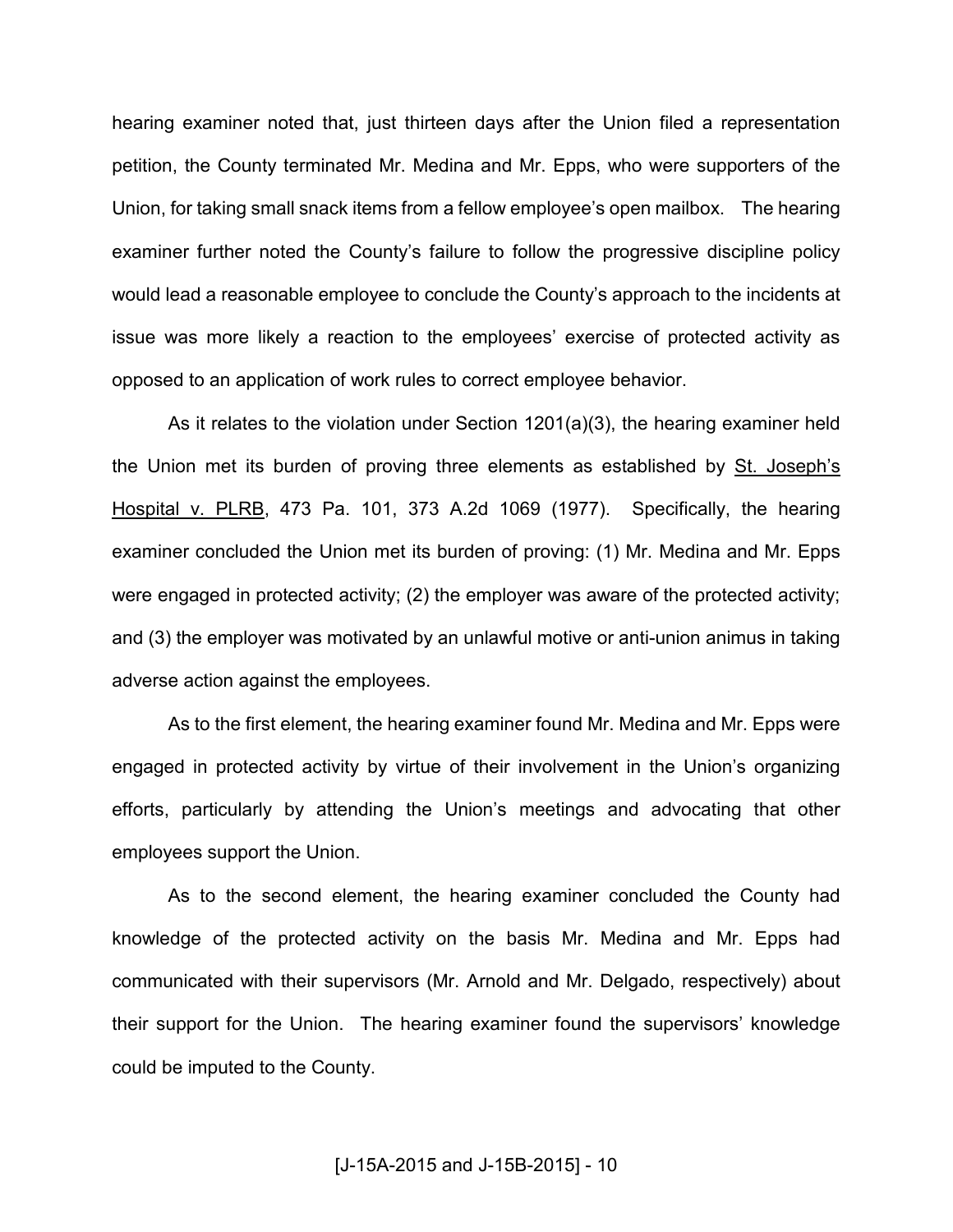hearing examiner noted that, just thirteen days after the Union filed a representation petition, the County terminated Mr. Medina and Mr. Epps, who were supporters of the Union, for taking small snack items from a fellow employee's open mailbox. The hearing examiner further noted the County's failure to follow the progressive discipline policy would lead a reasonable employee to conclude the County's approach to the incidents at issue was more likely a reaction to the employees' exercise of protected activity as opposed to an application of work rules to correct employee behavior.

As it relates to the violation under Section 1201(a)(3), the hearing examiner held the Union met its burden of proving three elements as established by St. Joseph's Hospital v. PLRB, 473 Pa. 101, 373 A.2d 1069 (1977). Specifically, the hearing examiner concluded the Union met its burden of proving: (1) Mr. Medina and Mr. Epps were engaged in protected activity; (2) the employer was aware of the protected activity; and (3) the employer was motivated by an unlawful motive or anti-union animus in taking adverse action against the employees.

As to the first element, the hearing examiner found Mr. Medina and Mr. Epps were engaged in protected activity by virtue of their involvement in the Union's organizing efforts, particularly by attending the Union's meetings and advocating that other employees support the Union.

As to the second element, the hearing examiner concluded the County had knowledge of the protected activity on the basis Mr. Medina and Mr. Epps had communicated with their supervisors (Mr. Arnold and Mr. Delgado, respectively) about their support for the Union. The hearing examiner found the supervisors' knowledge could be imputed to the County.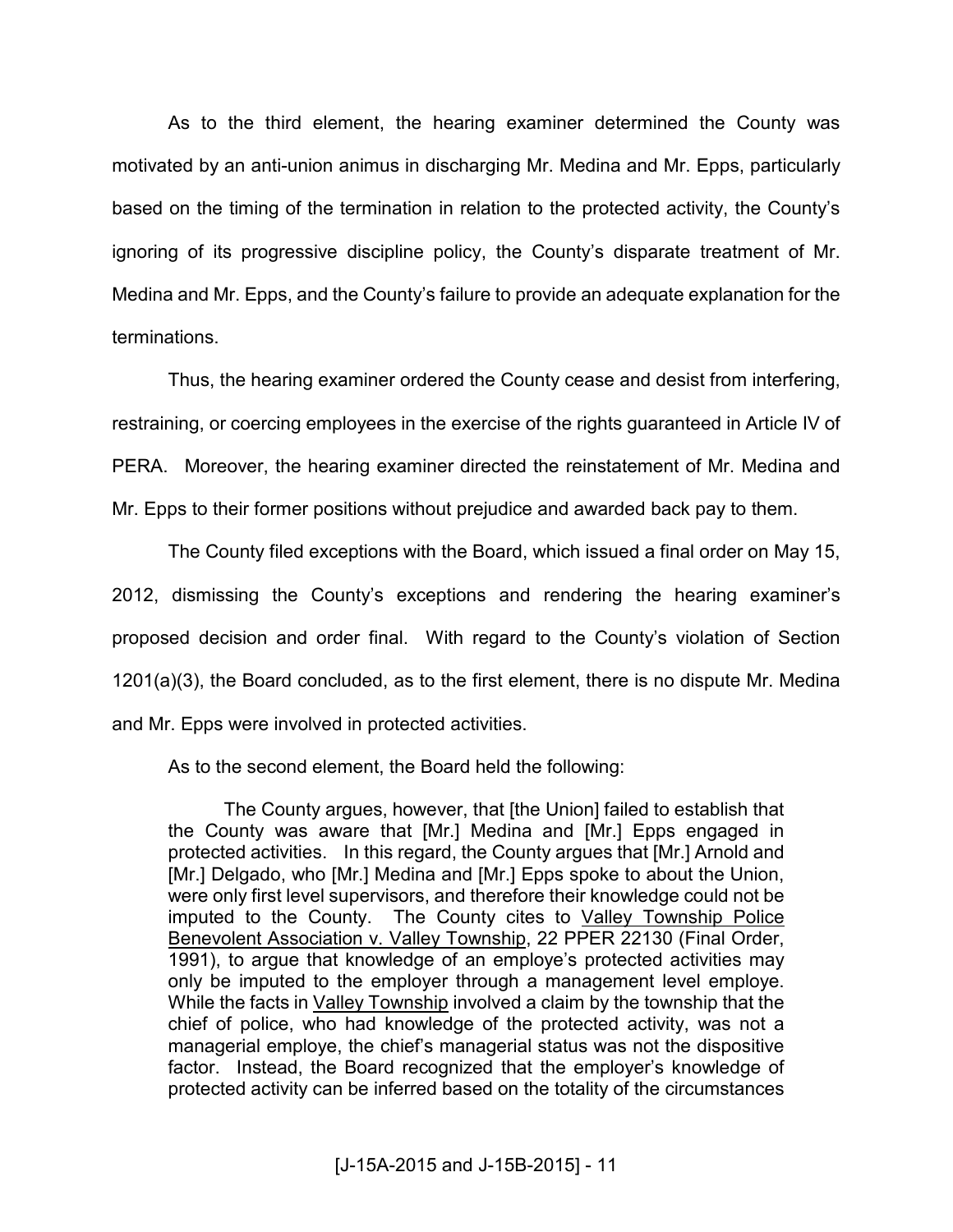As to the third element, the hearing examiner determined the County was motivated by an anti-union animus in discharging Mr. Medina and Mr. Epps, particularly based on the timing of the termination in relation to the protected activity, the County's ignoring of its progressive discipline policy, the County's disparate treatment of Mr. Medina and Mr. Epps, and the County's failure to provide an adequate explanation for the terminations.

Thus, the hearing examiner ordered the County cease and desist from interfering, restraining, or coercing employees in the exercise of the rights guaranteed in Article IV of PERA. Moreover, the hearing examiner directed the reinstatement of Mr. Medina and Mr. Epps to their former positions without prejudice and awarded back pay to them.

The County filed exceptions with the Board, which issued a final order on May 15, 2012, dismissing the County's exceptions and rendering the hearing examiner's proposed decision and order final. With regard to the County's violation of Section 1201(a)(3), the Board concluded, as to the first element, there is no dispute Mr. Medina and Mr. Epps were involved in protected activities.

As to the second element, the Board held the following:

> The County argues, however, that [the Union] failed to establish that the County was aware that [Mr.] Medina and [Mr.] Epps engaged in protected activities. In this regard, the County argues that [Mr.] Arnold and [Mr.] Delgado, who [Mr.] Medina and [Mr.] Epps spoke to about the Union, were only first level supervisors, and therefore their knowledge could not be imputed to the County. The County cites to Valley Township Police Benevolent Association v. Valley Township, 22 PPER 22130 (Final Order, 1991), to argue that knowledge of an employe's protected activities may only be imputed to the employer through a management level employe. While the facts in Valley Township involved a claim by the township that the chief of police, who had knowledge of the protected activity, was not a managerial employe, the chief's managerial status was not the dispositive factor. Instead, the Board recognized that the employer's knowledge of protected activity can be inferred based on the totality of the circumstances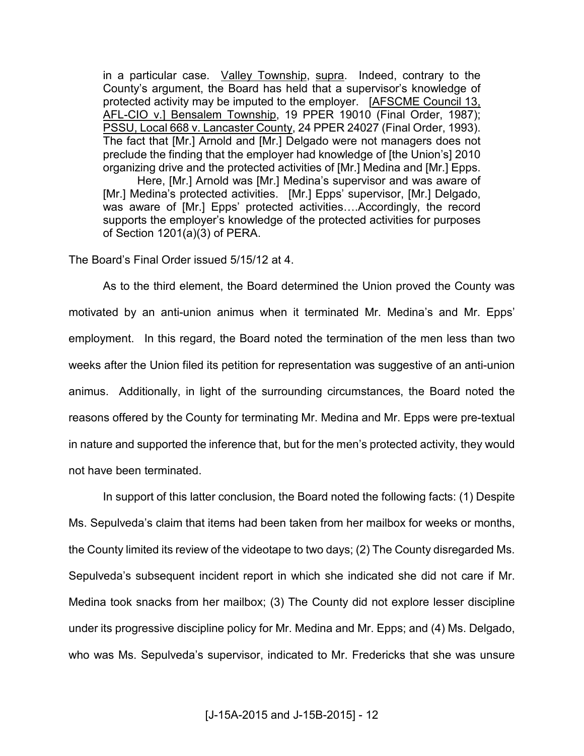> in a particular case. Valley Township, supra. Indeed, contrary to the County's argument, the Board has held that a supervisor's knowledge of protected activity may be imputed to the employer. [AFSCME Council 13, AFL-CIO v.] Bensalem Township, 19 PPER 19010 (Final Order, 1987); PSSU, Local 668 v. Lancaster County, 24 PPER 24027 (Final Order, 1993). The fact that [Mr.] Arnold and [Mr.] Delgado were not managers does not preclude the finding that the employer had knowledge of [the Union's] 2010 organizing drive and the protected activities of [Mr.] Medina and [Mr.] Epps.
>
> Here, [Mr.] Arnold was [Mr.] Medina's supervisor and was aware of [Mr.] Medina's protected activities. [Mr.] Epps' supervisor, [Mr.] Delgado, was aware of [Mr.] Epps' protected activities….Accordingly, the record supports the employer's knowledge of the protected activities for purposes of Section 1201(a)(3) of PERA.

The Board's Final Order issued 5/15/12 at 4.

As to the third element, the Board determined the Union proved the County was motivated by an anti-union animus when it terminated Mr. Medina's and Mr. Epps' employment. In this regard, the Board noted the termination of the men less than two weeks after the Union filed its petition for representation was suggestive of an anti-union animus. Additionally, in light of the surrounding circumstances, the Board noted the reasons offered by the County for terminating Mr. Medina and Mr. Epps were pre-textual in nature and supported the inference that, but for the men's protected activity, they would not have been terminated.

In support of this latter conclusion, the Board noted the following facts: (1) Despite Ms. Sepulveda's claim that items had been taken from her mailbox for weeks or months, the County limited its review of the videotape to two days; (2) The County disregarded Ms. Sepulveda's subsequent incident report in which she indicated she did not care if Mr. Medina took snacks from her mailbox; (3) The County did not explore lesser discipline under its progressive discipline policy for Mr. Medina and Mr. Epps; and (4) Ms. Delgado, who was Ms. Sepulveda's supervisor, indicated to Mr. Fredericks that she was unsure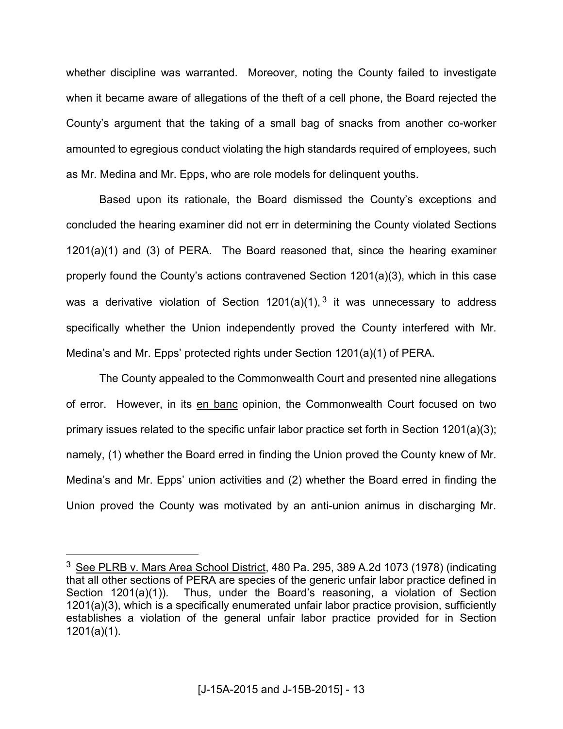whether discipline was warranted. Moreover, noting the County failed to investigate when it became aware of allegations of the theft of a cell phone, the Board rejected the County's argument that the taking of a small bag of snacks from another co-worker amounted to egregious conduct violating the high standards required of employees, such as Mr. Medina and Mr. Epps, who are role models for delinquent youths.

Based upon its rationale, the Board dismissed the County's exceptions and concluded the hearing examiner did not err in determining the County violated Sections 1201(a)(1) and (3) of PERA. The Board reasoned that, since the hearing examiner properly found the County's actions contravened Section 1201(a)(3), which in this case was a derivative violation of Section 1201(a)(1),[3] it was unnecessary to address specifically whether the Union independently proved the County interfered with Mr. Medina's and Mr. Epps' protected rights under Section 1201(a)(1) of PERA.

The County appealed to the Commonwealth Court and presented nine allegations of error. However, in its en banc opinion, the Commonwealth Court focused on two primary issues related to the specific unfair labor practice set forth in Section 1201(a)(3); namely, (1) whether the Board erred in finding the Union proved the County knew of Mr. Medina's and Mr. Epps' union activities and (2) whether the Board erred in finding the Union proved the County was motivated by an anti-union animus in discharging Mr.

---

[3] See PLRB v. Mars Area School District, 480 Pa. 295, 389 A.2d 1073 (1978) (indicating that all other sections of PERA are species of the generic unfair labor practice defined in Section 1201(a)(1)). Thus, under the Board's reasoning, a violation of Section 1201(a)(3), which is a specifically enumerated unfair labor practice provision, sufficiently establishes a violation of the general unfair labor practice provided for in Section 1201(a)(1).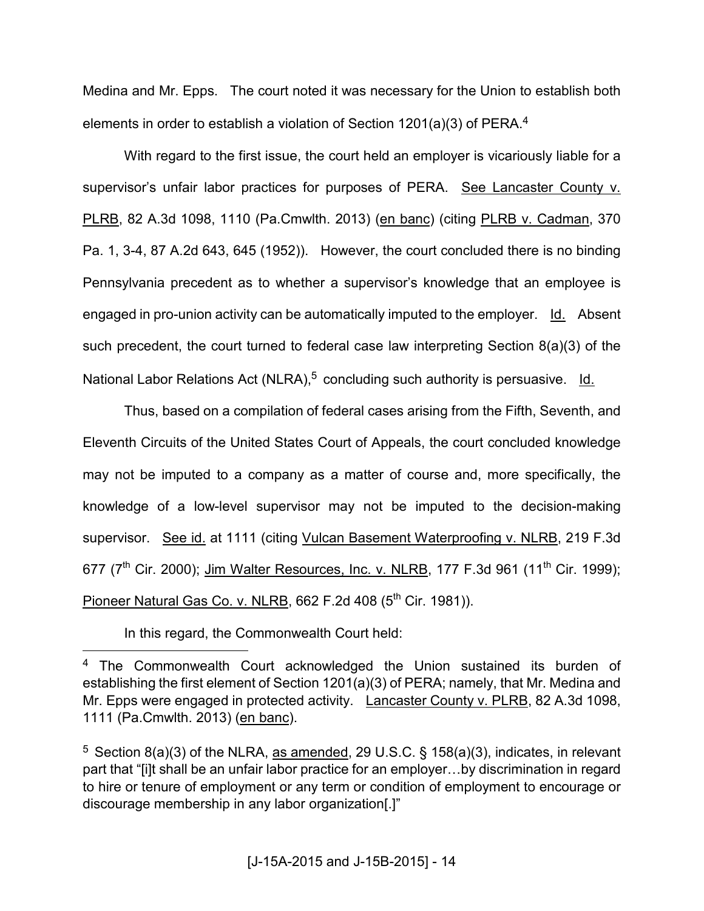Medina and Mr. Epps. The court noted it was necessary for the Union to establish both elements in order to establish a violation of Section 1201(a)(3) of PERA.[4]

With regard to the first issue, the court held an employer is vicariously liable for a supervisor's unfair labor practices for purposes of PERA. See Lancaster County v. PLRB, 82 A.3d 1098, 1110 (Pa.Cmwlth. 2013) (en banc) (citing PLRB v. Cadman, 370 Pa. 1, 3-4, 87 A.2d 643, 645 (1952)). However, the court concluded there is no binding Pennsylvania precedent as to whether a supervisor's knowledge that an employee is engaged in pro-union activity can be automatically imputed to the employer. Id. Absent such precedent, the court turned to federal case law interpreting Section 8(a)(3) of the National Labor Relations Act (NLRA),[5] concluding such authority is persuasive. Id.

Thus, based on a compilation of federal cases arising from the Fifth, Seventh, and Eleventh Circuits of the United States Court of Appeals, the court concluded knowledge may not be imputed to a company as a matter of course and, more specifically, the knowledge of a low-level supervisor may not be imputed to the decision-making supervisor. See id. at 1111 (citing Vulcan Basement Waterproofing v. NLRB, 219 F.3d 677 (7th Cir. 2000); Jim Walter Resources, Inc. v. NLRB, 177 F.3d 961 (11th Cir. 1999); Pioneer Natural Gas Co. v. NLRB, 662 F.2d 408 (5th Cir. 1981)).

In this regard, the Commonwealth Court held:

[4] The Commonwealth Court acknowledged the Union sustained its burden of establishing the first element of Section 1201(a)(3) of PERA; namely, that Mr. Medina and Mr. Epps were engaged in protected activity. Lancaster County v. PLRB, 82 A.3d 1098, 1111 (Pa.Cmwlth. 2013) (en banc).

[5] Section 8(a)(3) of the NLRA, as amended, 29 U.S.C. § 158(a)(3), indicates, in relevant part that "[i]t shall be an unfair labor practice for an employer…by discrimination in regard to hire or tenure of employment or any term or condition of employment to encourage or discourage membership in any labor organization[.]"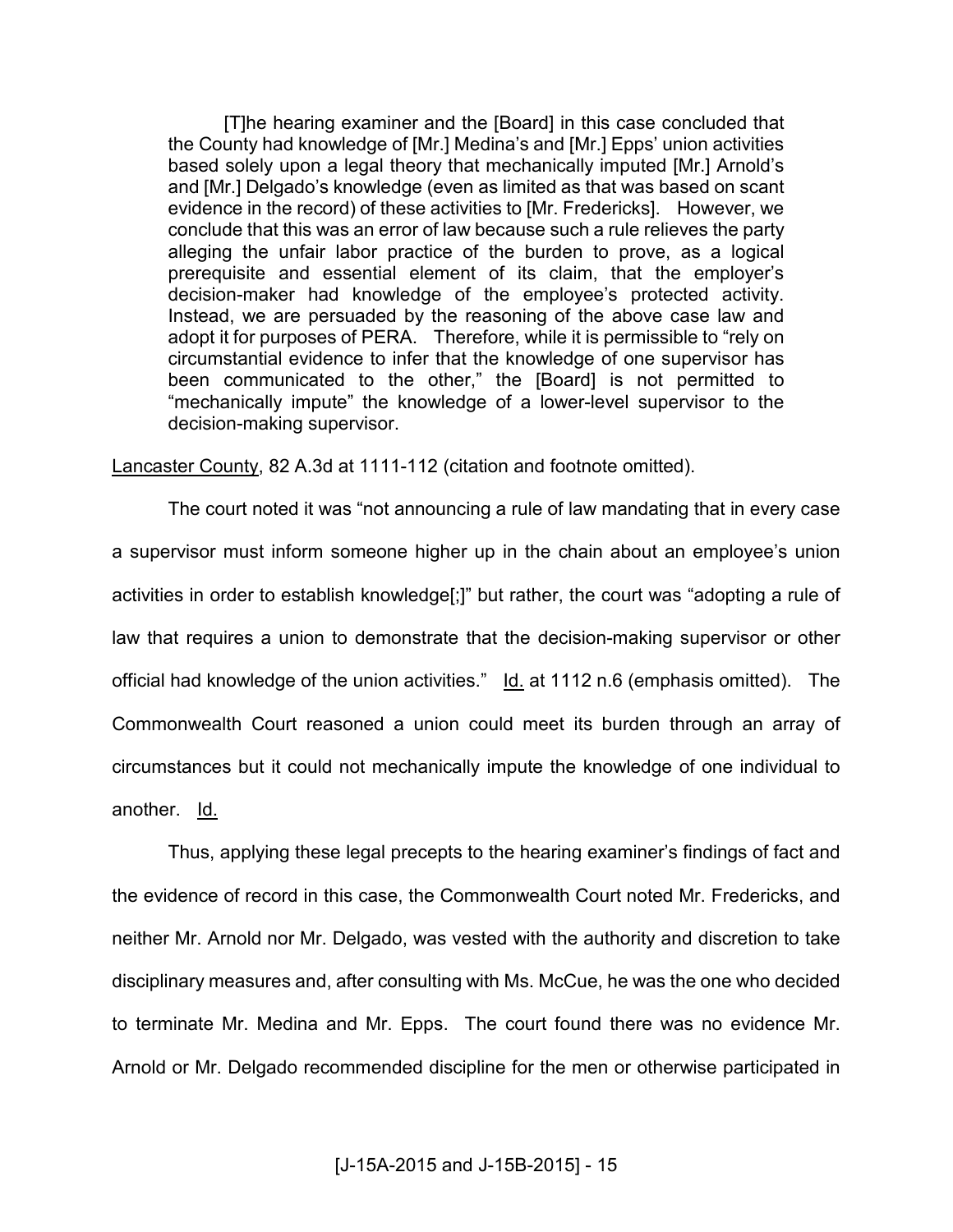> [T]he hearing examiner and the [Board] in this case concluded that the County had knowledge of [Mr.] Medina's and [Mr.] Epps' union activities based solely upon a legal theory that mechanically imputed [Mr.] Arnold's and [Mr.] Delgado's knowledge (even as limited as that was based on scant evidence in the record) of these activities to [Mr. Fredericks]. However, we conclude that this was an error of law because such a rule relieves the party alleging the unfair labor practice of the burden to prove, as a logical prerequisite and essential element of its claim, that the employer's decision-maker had knowledge of the employee's protected activity. Instead, we are persuaded by the reasoning of the above case law and adopt it for purposes of PERA. Therefore, while it is permissible to "rely on circumstantial evidence to infer that the knowledge of one supervisor has been communicated to the other," the [Board] is not permitted to "mechanically impute" the knowledge of a lower-level supervisor to the decision-making supervisor.

Lancaster County, 82 A.3d at 1111-112 (citation and footnote omitted).

The court noted it was "not announcing a rule of law mandating that in every case a supervisor must inform someone higher up in the chain about an employee's union activities in order to establish knowledge[;]" but rather, the court was "adopting a rule of law that requires a union to demonstrate that the decision-making supervisor or other official had knowledge of the union activities." Id. at 1112 n.6 (emphasis omitted). The Commonwealth Court reasoned a union could meet its burden through an array of circumstances but it could not mechanically impute the knowledge of one individual to another. Id.

Thus, applying these legal precepts to the hearing examiner's findings of fact and the evidence of record in this case, the Commonwealth Court noted Mr. Fredericks, and neither Mr. Arnold nor Mr. Delgado, was vested with the authority and discretion to take disciplinary measures and, after consulting with Ms. McCue, he was the one who decided to terminate Mr. Medina and Mr. Epps. The court found there was no evidence Mr. Arnold or Mr. Delgado recommended discipline for the men or otherwise participated in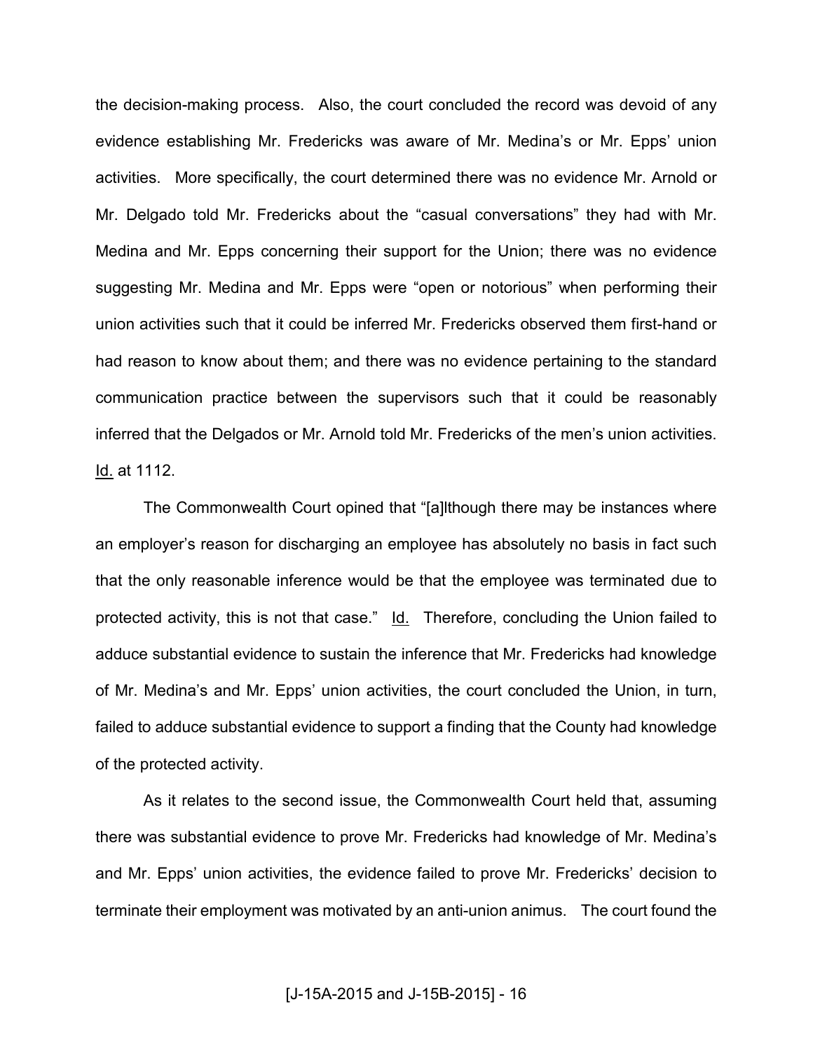the decision-making process. Also, the court concluded the record was devoid of any evidence establishing Mr. Fredericks was aware of Mr. Medina's or Mr. Epps' union activities. More specifically, the court determined there was no evidence Mr. Arnold or Mr. Delgado told Mr. Fredericks about the "casual conversations" they had with Mr. Medina and Mr. Epps concerning their support for the Union; there was no evidence suggesting Mr. Medina and Mr. Epps were "open or notorious" when performing their union activities such that it could be inferred Mr. Fredericks observed them first-hand or had reason to know about them; and there was no evidence pertaining to the standard communication practice between the supervisors such that it could be reasonably inferred that the Delgados or Mr. Arnold told Mr. Fredericks of the men's union activities. Id. at 1112.

The Commonwealth Court opined that "[a]lthough there may be instances where an employer's reason for discharging an employee has absolutely no basis in fact such that the only reasonable inference would be that the employee was terminated due to protected activity, this is not that case." Id. Therefore, concluding the Union failed to adduce substantial evidence to sustain the inference that Mr. Fredericks had knowledge of Mr. Medina's and Mr. Epps' union activities, the court concluded the Union, in turn, failed to adduce substantial evidence to support a finding that the County had knowledge of the protected activity.

As it relates to the second issue, the Commonwealth Court held that, assuming there was substantial evidence to prove Mr. Fredericks had knowledge of Mr. Medina's and Mr. Epps' union activities, the evidence failed to prove Mr. Fredericks' decision to terminate their employment was motivated by an anti-union animus. The court found the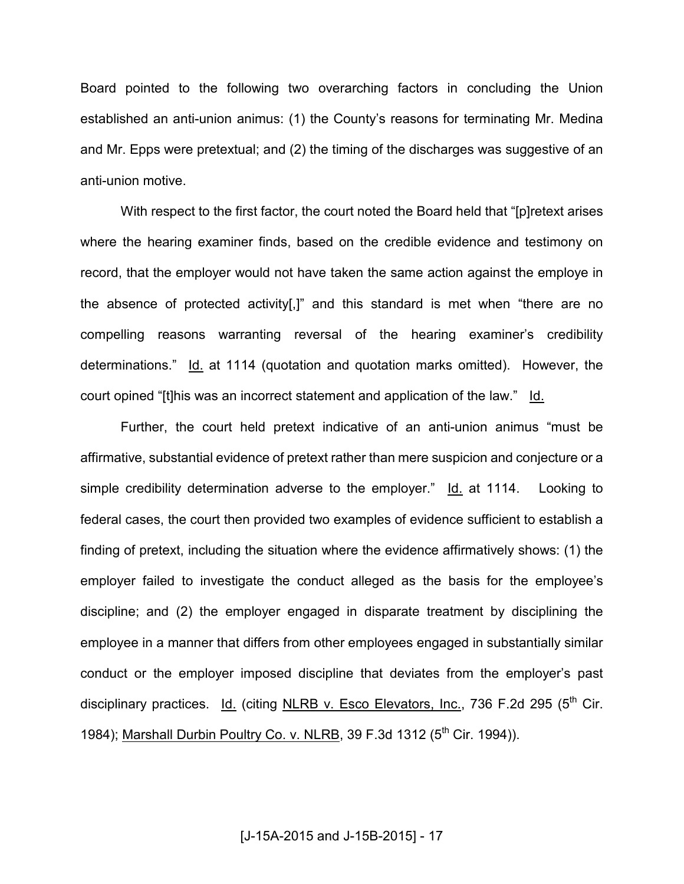Board pointed to the following two overarching factors in concluding the Union established an anti-union animus: (1) the County's reasons for terminating Mr. Medina and Mr. Epps were pretextual; and (2) the timing of the discharges was suggestive of an anti-union motive.

With respect to the first factor, the court noted the Board held that "[p]retext arises where the hearing examiner finds, based on the credible evidence and testimony on record, that the employer would not have taken the same action against the employe in the absence of protected activity[,]" and this standard is met when "there are no compelling reasons warranting reversal of the hearing examiner's credibility determinations." Id. at 1114 (quotation and quotation marks omitted). However, the court opined "[t]his was an incorrect statement and application of the law." Id.

Further, the court held pretext indicative of an anti-union animus "must be affirmative, substantial evidence of pretext rather than mere suspicion and conjecture or a simple credibility determination adverse to the employer." Id. at 1114. Looking to federal cases, the court then provided two examples of evidence sufficient to establish a finding of pretext, including the situation where the evidence affirmatively shows: (1) the employer failed to investigate the conduct alleged as the basis for the employee's discipline; and (2) the employer engaged in disparate treatment by disciplining the employee in a manner that differs from other employees engaged in substantially similar conduct or the employer imposed discipline that deviates from the employer's past disciplinary practices. Id. (citing NLRB v. Esco Elevators, Inc., 736 F.2d 295 (5th Cir. 1984); Marshall Durbin Poultry Co. v. NLRB, 39 F.3d 1312 (5th Cir. 1994)).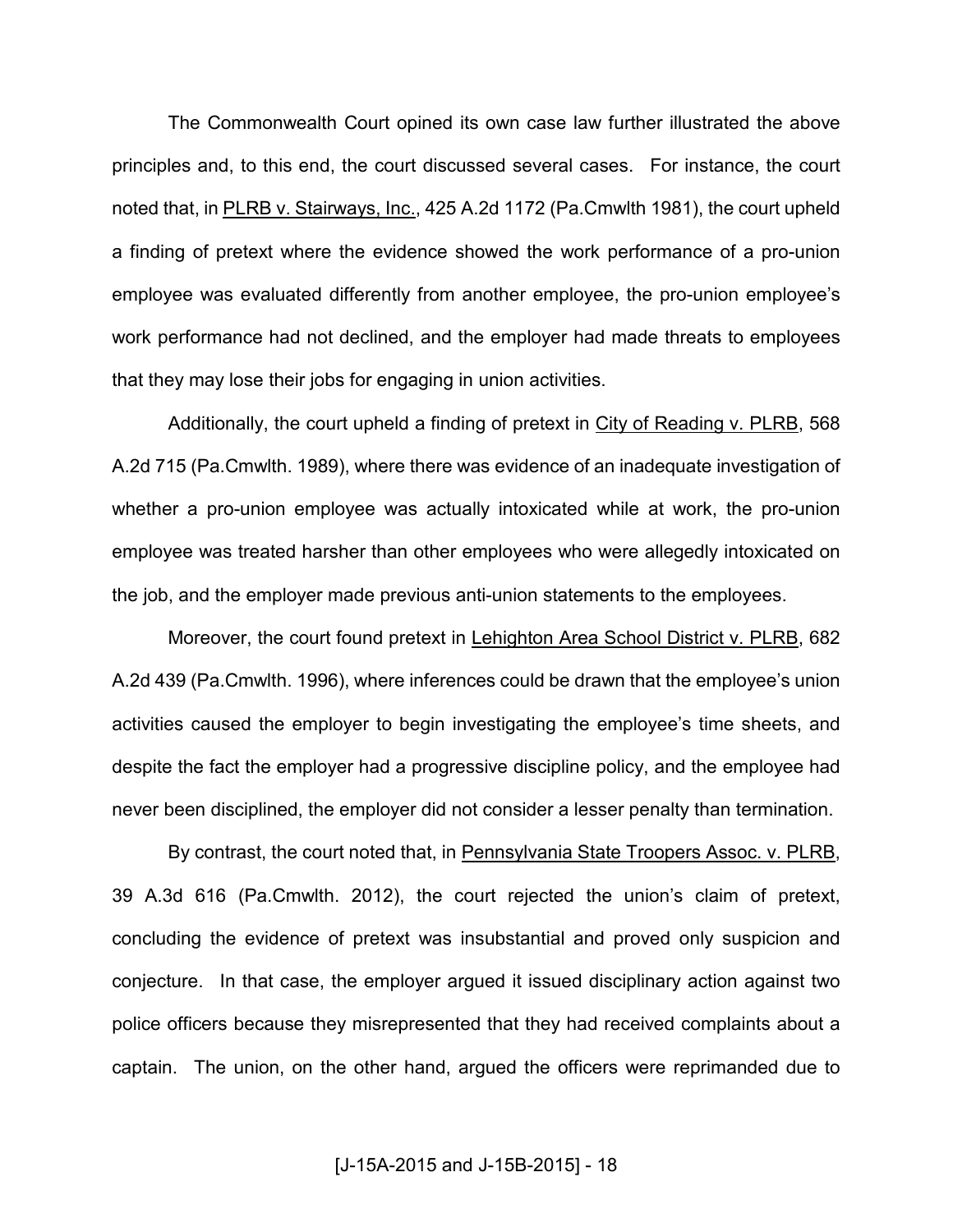The Commonwealth Court opined its own case law further illustrated the above principles and, to this end, the court discussed several cases. For instance, the court noted that, in PLRB v. Stairways, Inc., 425 A.2d 1172 (Pa.Cmwlth 1981), the court upheld a finding of pretext where the evidence showed the work performance of a pro-union employee was evaluated differently from another employee, the pro-union employee's work performance had not declined, and the employer had made threats to employees that they may lose their jobs for engaging in union activities.

Additionally, the court upheld a finding of pretext in City of Reading v. PLRB, 568 A.2d 715 (Pa.Cmwlth. 1989), where there was evidence of an inadequate investigation of whether a pro-union employee was actually intoxicated while at work, the pro-union employee was treated harsher than other employees who were allegedly intoxicated on the job, and the employer made previous anti-union statements to the employees.

Moreover, the court found pretext in Lehighton Area School District v. PLRB, 682 A.2d 439 (Pa.Cmwlth. 1996), where inferences could be drawn that the employee's union activities caused the employer to begin investigating the employee's time sheets, and despite the fact the employer had a progressive discipline policy, and the employee had never been disciplined, the employer did not consider a lesser penalty than termination.

By contrast, the court noted that, in Pennsylvania State Troopers Assoc. v. PLRB, 39 A.3d 616 (Pa.Cmwlth. 2012), the court rejected the union's claim of pretext, concluding the evidence of pretext was insubstantial and proved only suspicion and conjecture. In that case, the employer argued it issued disciplinary action against two police officers because they misrepresented that they had received complaints about a captain. The union, on the other hand, argued the officers were reprimanded due to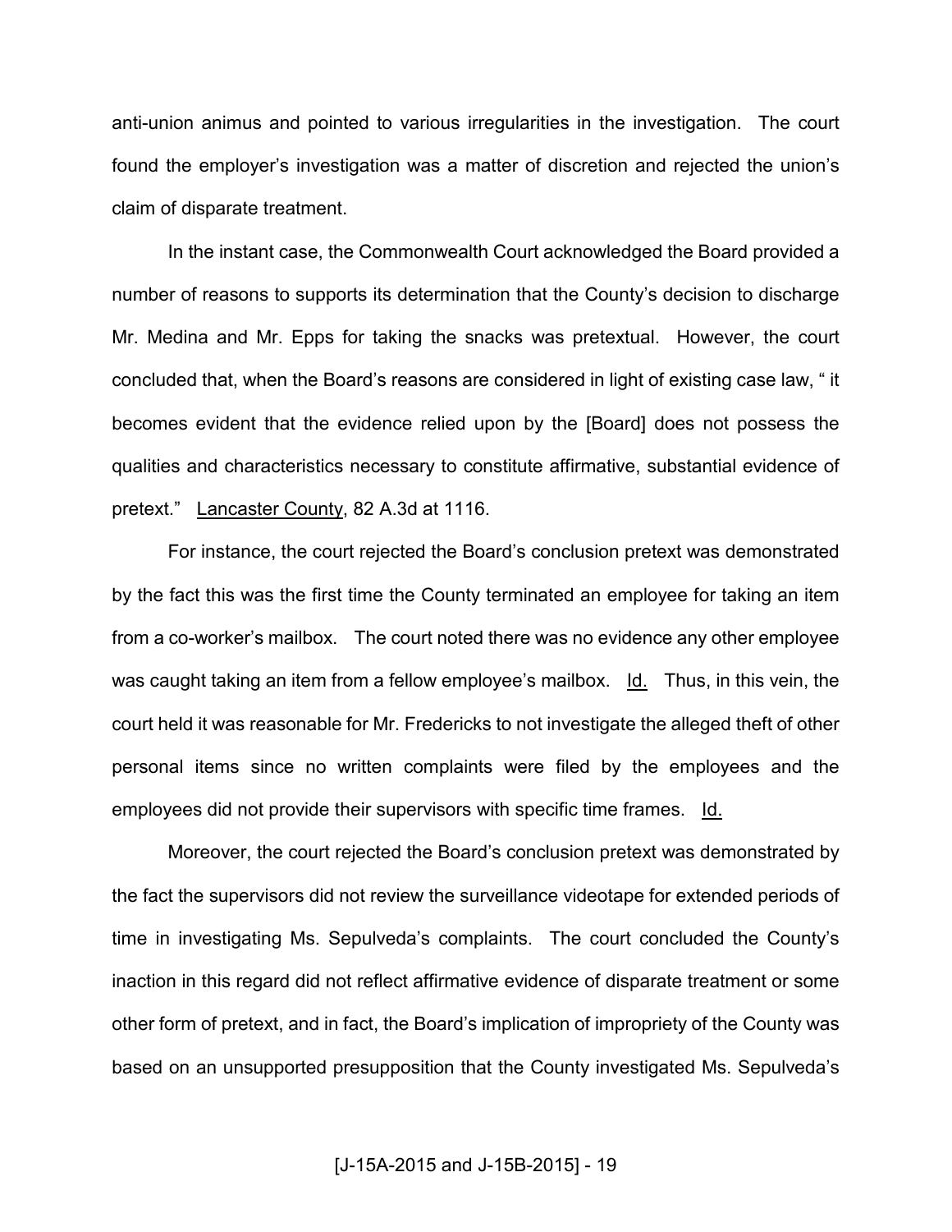anti-union animus and pointed to various irregularities in the investigation. The court found the employer's investigation was a matter of discretion and rejected the union's claim of disparate treatment.

In the instant case, the Commonwealth Court acknowledged the Board provided a number of reasons to supports its determination that the County's decision to discharge Mr. Medina and Mr. Epps for taking the snacks was pretextual. However, the court concluded that, when the Board's reasons are considered in light of existing case law, " it becomes evident that the evidence relied upon by the [Board] does not possess the qualities and characteristics necessary to constitute affirmative, substantial evidence of pretext." Lancaster County, 82 A.3d at 1116.

For instance, the court rejected the Board's conclusion pretext was demonstrated by the fact this was the first time the County terminated an employee for taking an item from a co-worker's mailbox. The court noted there was no evidence any other employee was caught taking an item from a fellow employee's mailbox. Id. Thus, in this vein, the court held it was reasonable for Mr. Fredericks to not investigate the alleged theft of other personal items since no written complaints were filed by the employees and the employees did not provide their supervisors with specific time frames. Id.

Moreover, the court rejected the Board's conclusion pretext was demonstrated by the fact the supervisors did not review the surveillance videotape for extended periods of time in investigating Ms. Sepulveda's complaints. The court concluded the County's inaction in this regard did not reflect affirmative evidence of disparate treatment or some other form of pretext, and in fact, the Board's implication of impropriety of the County was based on an unsupported presupposition that the County investigated Ms. Sepulveda's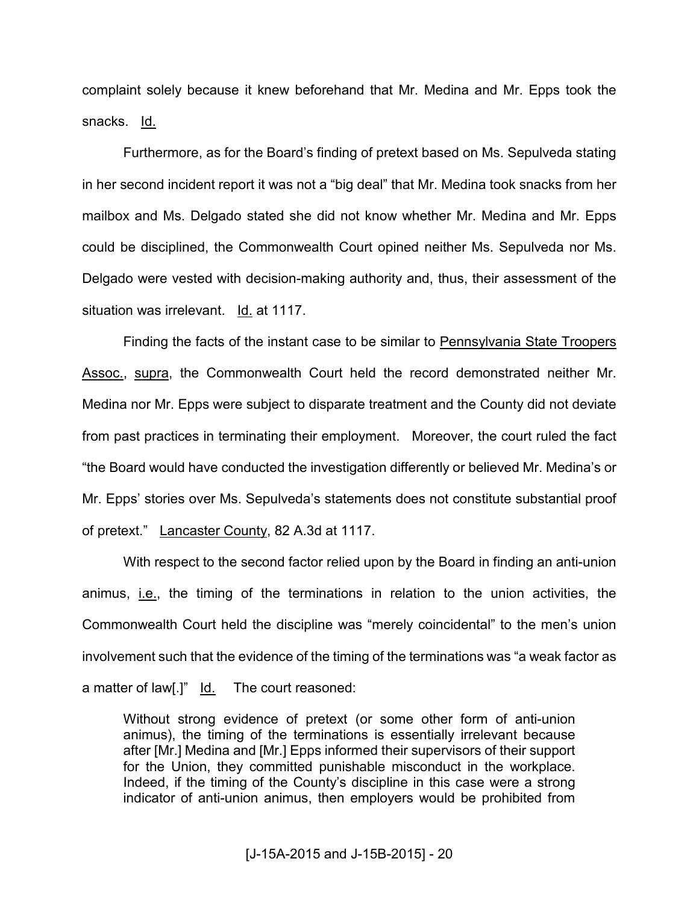complaint solely because it knew beforehand that Mr. Medina and Mr. Epps took the snacks. Id.

Furthermore, as for the Board's finding of pretext based on Ms. Sepulveda stating in her second incident report it was not a "big deal" that Mr. Medina took snacks from her mailbox and Ms. Delgado stated she did not know whether Mr. Medina and Mr. Epps could be disciplined, the Commonwealth Court opined neither Ms. Sepulveda nor Ms. Delgado were vested with decision-making authority and, thus, their assessment of the situation was irrelevant. Id. at 1117.

Finding the facts of the instant case to be similar to Pennsylvania State Troopers Assoc., supra, the Commonwealth Court held the record demonstrated neither Mr. Medina nor Mr. Epps were subject to disparate treatment and the County did not deviate from past practices in terminating their employment. Moreover, the court ruled the fact "the Board would have conducted the investigation differently or believed Mr. Medina's or Mr. Epps' stories over Ms. Sepulveda's statements does not constitute substantial proof of pretext." Lancaster County, 82 A.3d at 1117.

With respect to the second factor relied upon by the Board in finding an anti-union animus, i.e., the timing of the terminations in relation to the union activities, the Commonwealth Court held the discipline was "merely coincidental" to the men's union involvement such that the evidence of the timing of the terminations was "a weak factor as a matter of law[.]" Id. The court reasoned:

> Without strong evidence of pretext (or some other form of anti-union animus), the timing of the terminations is essentially irrelevant because after [Mr.] Medina and [Mr.] Epps informed their supervisors of their support for the Union, they committed punishable misconduct in the workplace. Indeed, if the timing of the County's discipline in this case were a strong indicator of anti-union animus, then employers would be prohibited from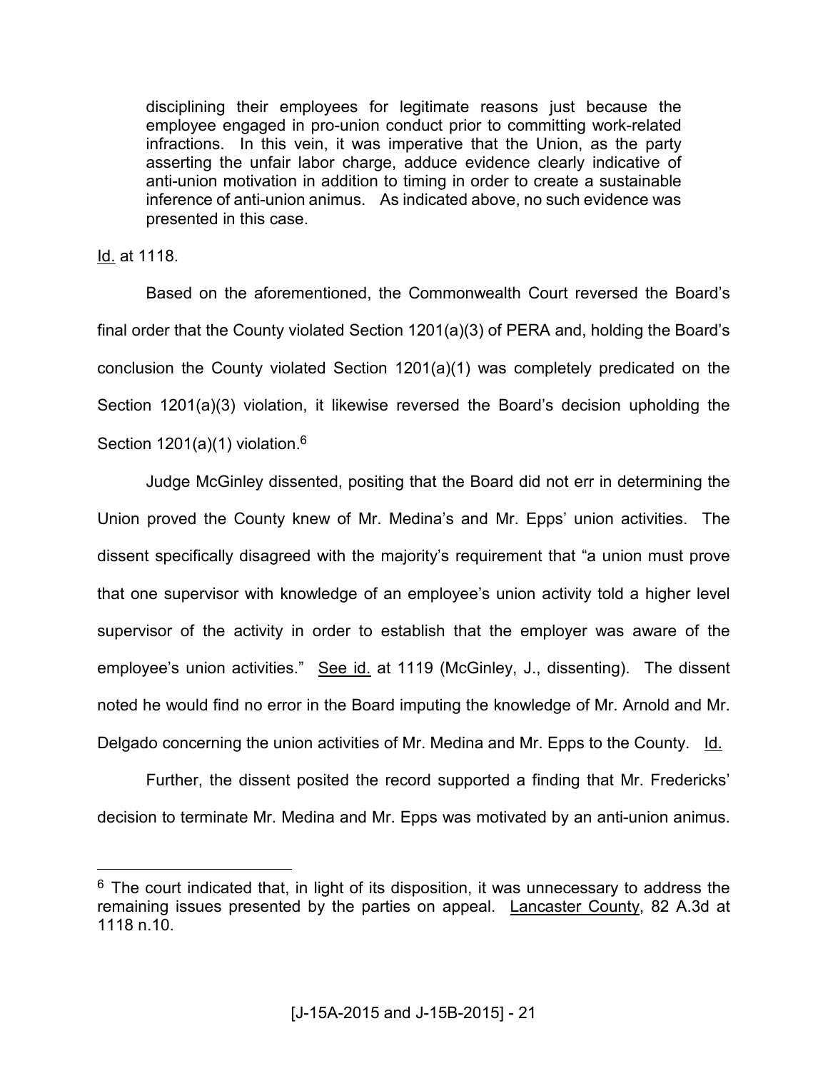> disciplining their employees for legitimate reasons just because the employee engaged in pro-union conduct prior to committing work-related infractions. In this vein, it was imperative that the Union, as the party asserting the unfair labor charge, adduce evidence clearly indicative of anti-union motivation in addition to timing in order to create a sustainable inference of anti-union animus. As indicated above, no such evidence was presented in this case.

Id. at 1118.

Based on the aforementioned, the Commonwealth Court reversed the Board's final order that the County violated Section 1201(a)(3) of PERA and, holding the Board's conclusion the County violated Section 1201(a)(1) was completely predicated on the Section 1201(a)(3) violation, it likewise reversed the Board's decision upholding the Section 1201(a)(1) violation.[6]

Judge McGinley dissented, positing that the Board did not err in determining the Union proved the County knew of Mr. Medina's and Mr. Epps' union activities. The dissent specifically disagreed with the majority's requirement that "a union must prove that one supervisor with knowledge of an employee's union activity told a higher level supervisor of the activity in order to establish that the employer was aware of the employee's union activities." See id. at 1119 (McGinley, J., dissenting). The dissent noted he would find no error in the Board imputing the knowledge of Mr. Arnold and Mr. Delgado concerning the union activities of Mr. Medina and Mr. Epps to the County. Id.

Further, the dissent posited the record supported a finding that Mr. Fredericks' decision to terminate Mr. Medina and Mr. Epps was motivated by an anti-union animus.

---

[6] The court indicated that, in light of its disposition, it was unnecessary to address the remaining issues presented by the parties on appeal. Lancaster County, 82 A.3d at 1118 n.10.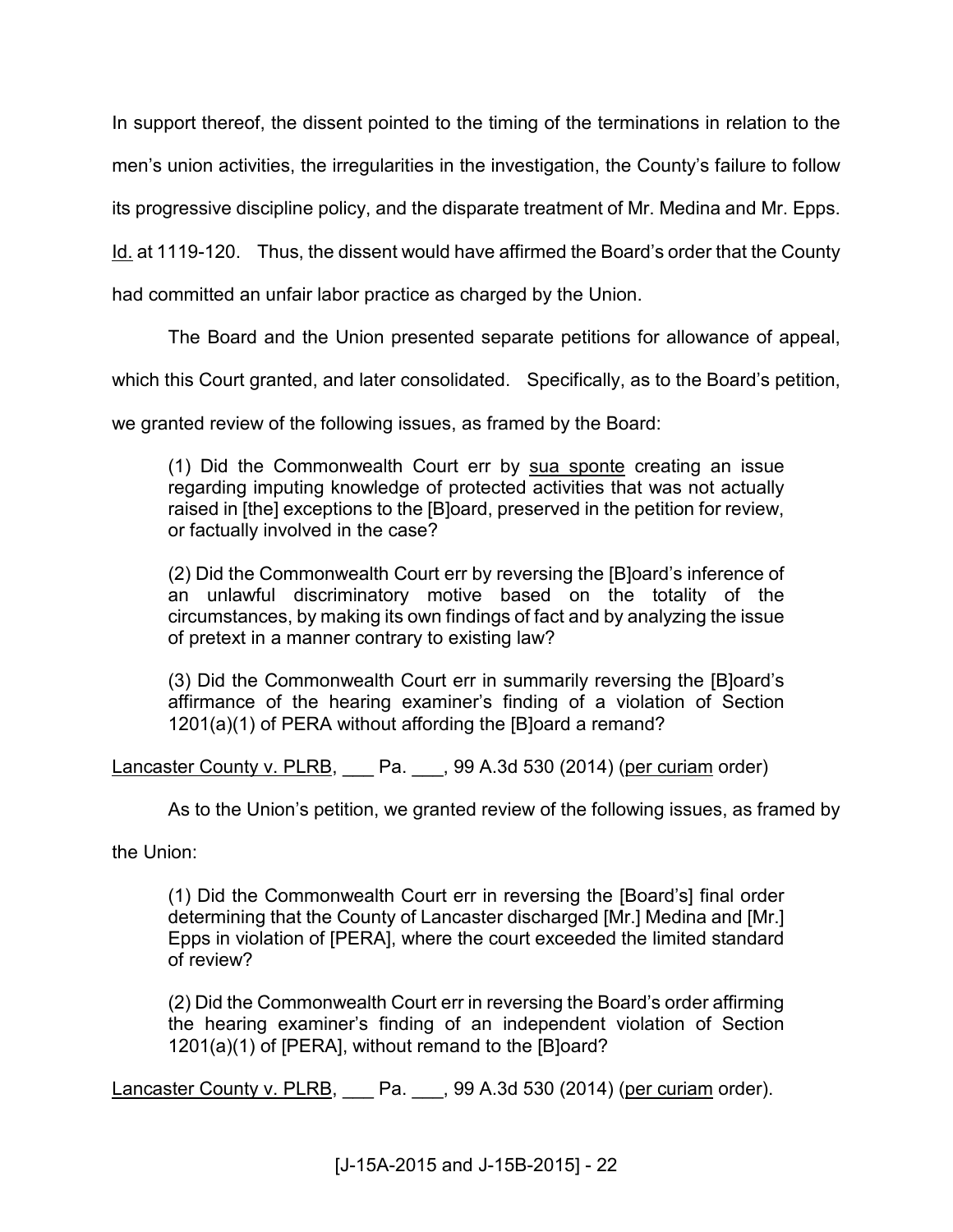In support thereof, the dissent pointed to the timing of the terminations in relation to the men's union activities, the irregularities in the investigation, the County's failure to follow its progressive discipline policy, and the disparate treatment of Mr. Medina and Mr. Epps. Id. at 1119-120. Thus, the dissent would have affirmed the Board's order that the County had committed an unfair labor practice as charged by the Union.

The Board and the Union presented separate petitions for allowance of appeal, which this Court granted, and later consolidated. Specifically, as to the Board's petition, we granted review of the following issues, as framed by the Board:

> (1) Did the Commonwealth Court err by sua sponte creating an issue regarding imputing knowledge of protected activities that was not actually raised in [the] exceptions to the [B]oard, preserved in the petition for review, or factually involved in the case?
>
> (2) Did the Commonwealth Court err by reversing the [B]oard's inference of an unlawful discriminatory motive based on the totality of the circumstances, by making its own findings of fact and by analyzing the issue of pretext in a manner contrary to existing law?
>
> (3) Did the Commonwealth Court err in summarily reversing the [B]oard's affirmance of the hearing examiner's finding of a violation of Section 1201(a)(1) of PERA without affording the [B]oard a remand?

Lancaster County v. PLRB, ___ Pa. ___, 99 A.3d 530 (2014) (per curiam order)

As to the Union's petition, we granted review of the following issues, as framed by the Union:

> (1) Did the Commonwealth Court err in reversing the [Board's] final order determining that the County of Lancaster discharged [Mr.] Medina and [Mr.] Epps in violation of [PERA], where the court exceeded the limited standard of review?
>
> (2) Did the Commonwealth Court err in reversing the Board's order affirming the hearing examiner's finding of an independent violation of Section 1201(a)(1) of [PERA], without remand to the [B]oard?

Lancaster County v. PLRB, ___ Pa. ___, 99 A.3d 530 (2014) (per curiam order).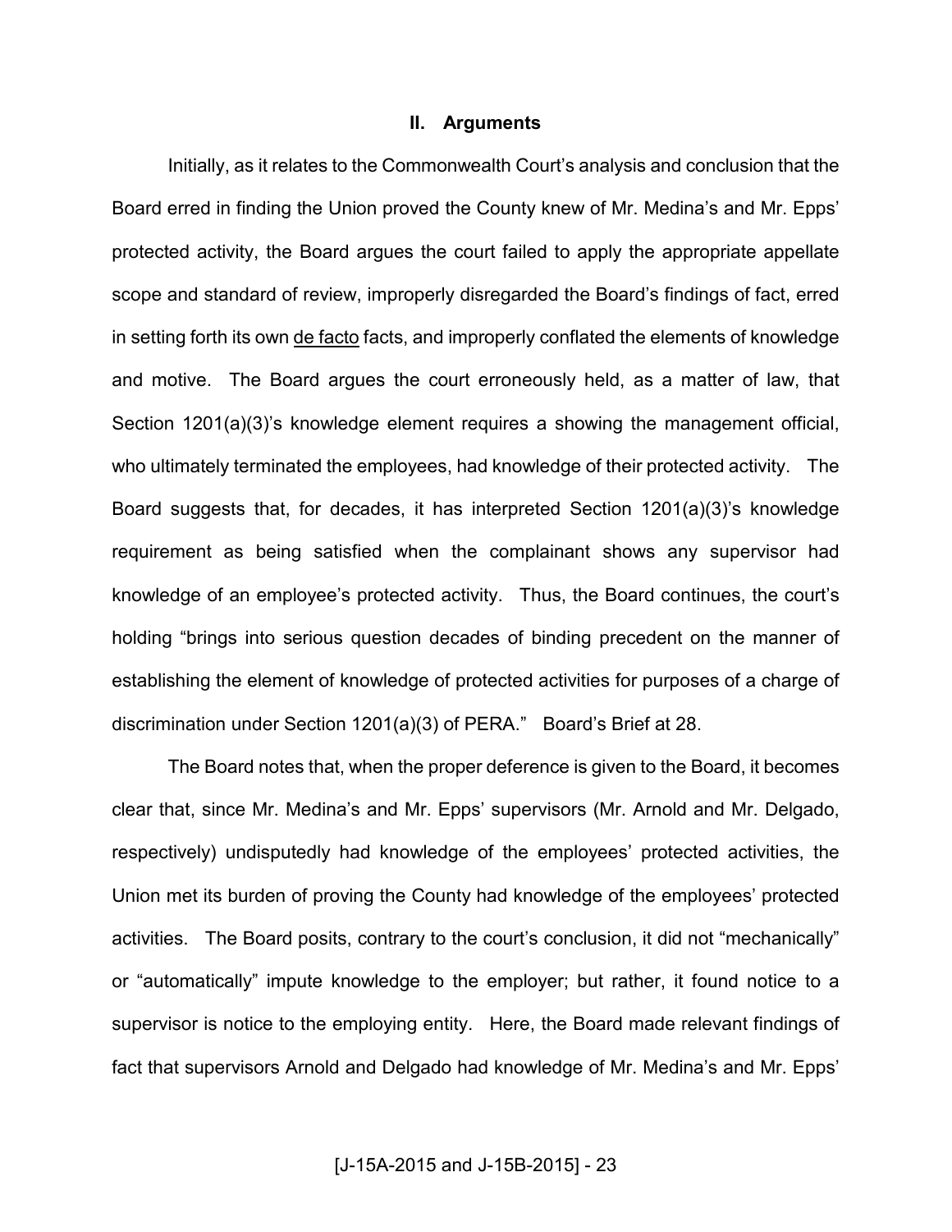## II. Arguments

Initially, as it relates to the Commonwealth Court's analysis and conclusion that the Board erred in finding the Union proved the County knew of Mr. Medina's and Mr. Epps' protected activity, the Board argues the court failed to apply the appropriate appellate scope and standard of review, improperly disregarded the Board's findings of fact, erred in setting forth its own de facto facts, and improperly conflated the elements of knowledge and motive. The Board argues the court erroneously held, as a matter of law, that Section 1201(a)(3)'s knowledge element requires a showing the management official, who ultimately terminated the employees, had knowledge of their protected activity. The Board suggests that, for decades, it has interpreted Section 1201(a)(3)'s knowledge requirement as being satisfied when the complainant shows any supervisor had knowledge of an employee's protected activity. Thus, the Board continues, the court's holding "brings into serious question decades of binding precedent on the manner of establishing the element of knowledge of protected activities for purposes of a charge of discrimination under Section 1201(a)(3) of PERA." Board's Brief at 28.

The Board notes that, when the proper deference is given to the Board, it becomes clear that, since Mr. Medina's and Mr. Epps' supervisors (Mr. Arnold and Mr. Delgado, respectively) undisputedly had knowledge of the employees' protected activities, the Union met its burden of proving the County had knowledge of the employees' protected activities. The Board posits, contrary to the court's conclusion, it did not "mechanically" or "automatically" impute knowledge to the employer; but rather, it found notice to a supervisor is notice to the employing entity. Here, the Board made relevant findings of fact that supervisors Arnold and Delgado had knowledge of Mr. Medina's and Mr. Epps'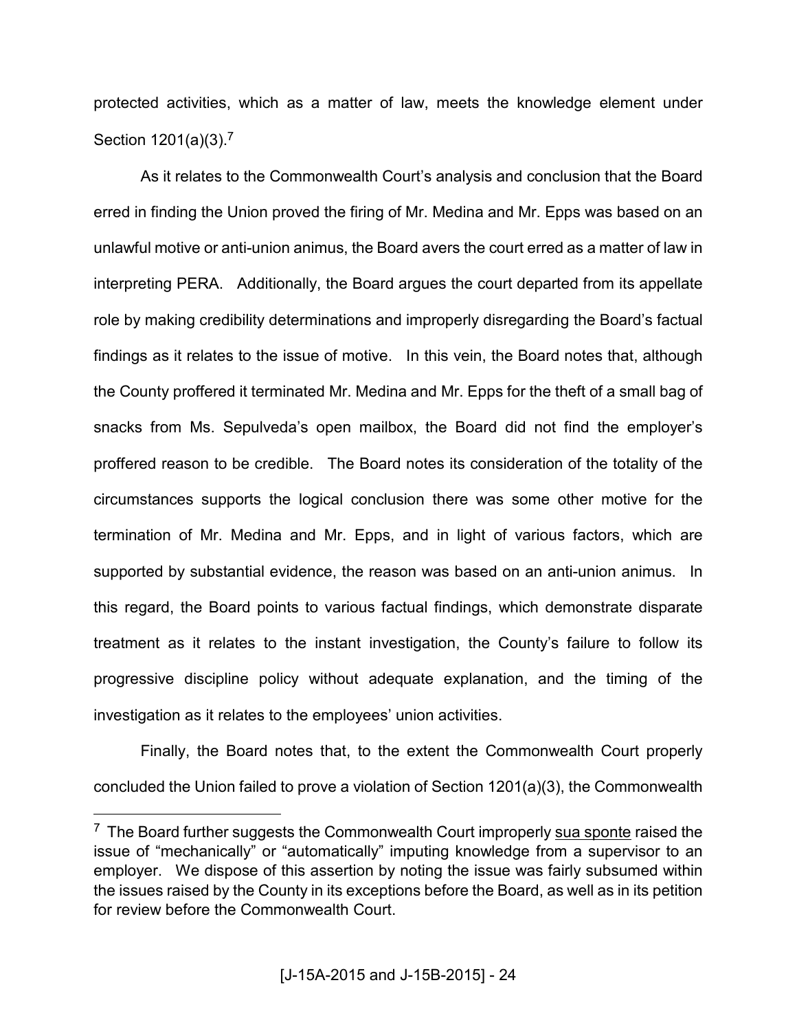protected activities, which as a matter of law, meets the knowledge element under Section 1201(a)(3).[7]

As it relates to the Commonwealth Court's analysis and conclusion that the Board erred in finding the Union proved the firing of Mr. Medina and Mr. Epps was based on an unlawful motive or anti-union animus, the Board avers the court erred as a matter of law in interpreting PERA. Additionally, the Board argues the court departed from its appellate role by making credibility determinations and improperly disregarding the Board's factual findings as it relates to the issue of motive. In this vein, the Board notes that, although the County proffered it terminated Mr. Medina and Mr. Epps for the theft of a small bag of snacks from Ms. Sepulveda's open mailbox, the Board did not find the employer's proffered reason to be credible. The Board notes its consideration of the totality of the circumstances supports the logical conclusion there was some other motive for the termination of Mr. Medina and Mr. Epps, and in light of various factors, which are supported by substantial evidence, the reason was based on an anti-union animus. In this regard, the Board points to various factual findings, which demonstrate disparate treatment as it relates to the instant investigation, the County's failure to follow its progressive discipline policy without adequate explanation, and the timing of the investigation as it relates to the employees' union activities.

Finally, the Board notes that, to the extent the Commonwealth Court properly concluded the Union failed to prove a violation of Section 1201(a)(3), the Commonwealth

---

[7] The Board further suggests the Commonwealth Court improperly sua sponte raised the issue of "mechanically" or "automatically" imputing knowledge from a supervisor to an employer. We dispose of this assertion by noting the issue was fairly subsumed within the issues raised by the County in its exceptions before the Board, as well as in its petition for review before the Commonwealth Court.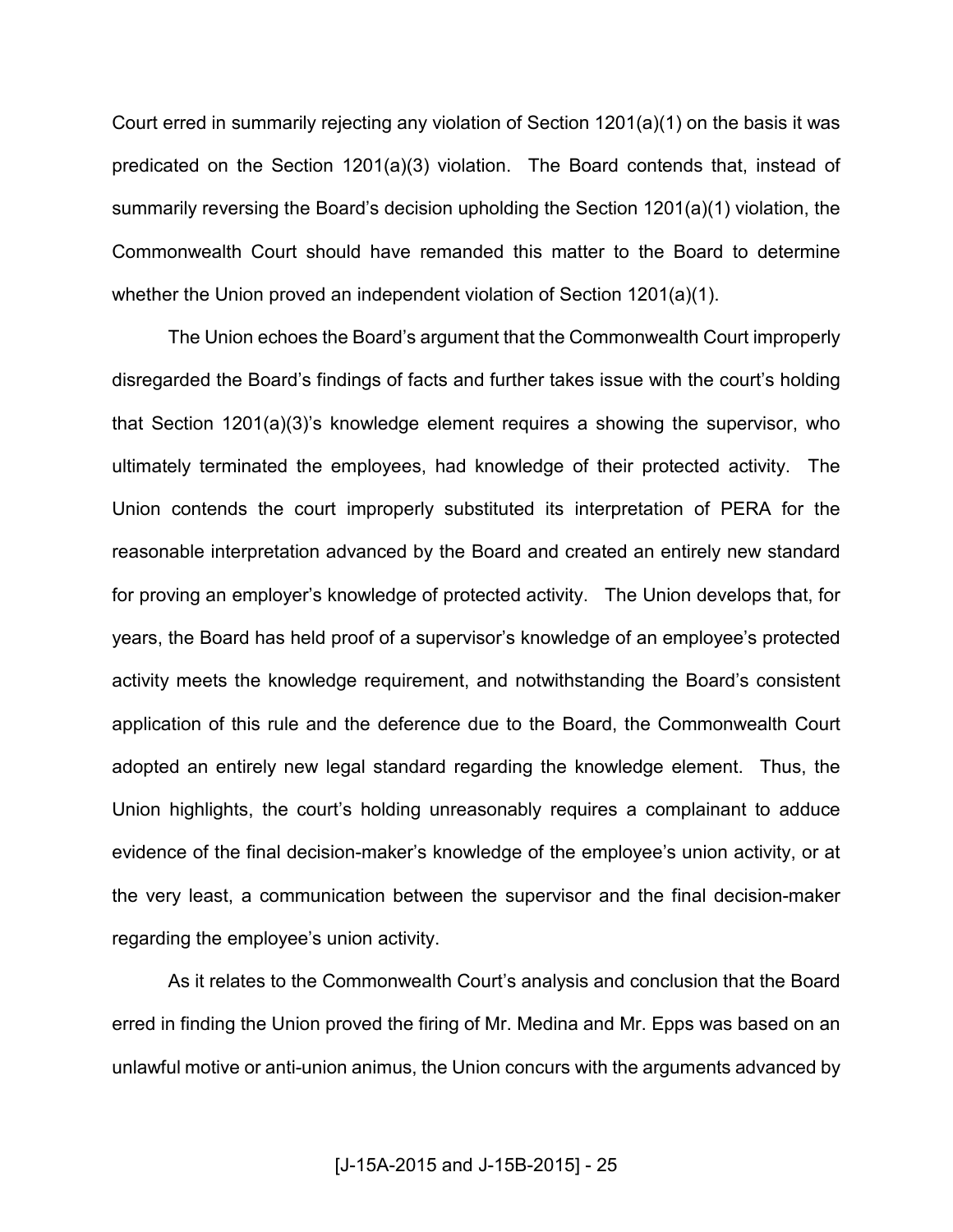Court erred in summarily rejecting any violation of Section 1201(a)(1) on the basis it was predicated on the Section 1201(a)(3) violation. The Board contends that, instead of summarily reversing the Board's decision upholding the Section 1201(a)(1) violation, the Commonwealth Court should have remanded this matter to the Board to determine whether the Union proved an independent violation of Section 1201(a)(1).

The Union echoes the Board's argument that the Commonwealth Court improperly disregarded the Board's findings of facts and further takes issue with the court's holding that Section 1201(a)(3)'s knowledge element requires a showing the supervisor, who ultimately terminated the employees, had knowledge of their protected activity. The Union contends the court improperly substituted its interpretation of PERA for the reasonable interpretation advanced by the Board and created an entirely new standard for proving an employer's knowledge of protected activity. The Union develops that, for years, the Board has held proof of a supervisor's knowledge of an employee's protected activity meets the knowledge requirement, and notwithstanding the Board's consistent application of this rule and the deference due to the Board, the Commonwealth Court adopted an entirely new legal standard regarding the knowledge element. Thus, the Union highlights, the court's holding unreasonably requires a complainant to adduce evidence of the final decision-maker's knowledge of the employee's union activity, or at the very least, a communication between the supervisor and the final decision-maker regarding the employee's union activity.

As it relates to the Commonwealth Court's analysis and conclusion that the Board erred in finding the Union proved the firing of Mr. Medina and Mr. Epps was based on an unlawful motive or anti-union animus, the Union concurs with the arguments advanced by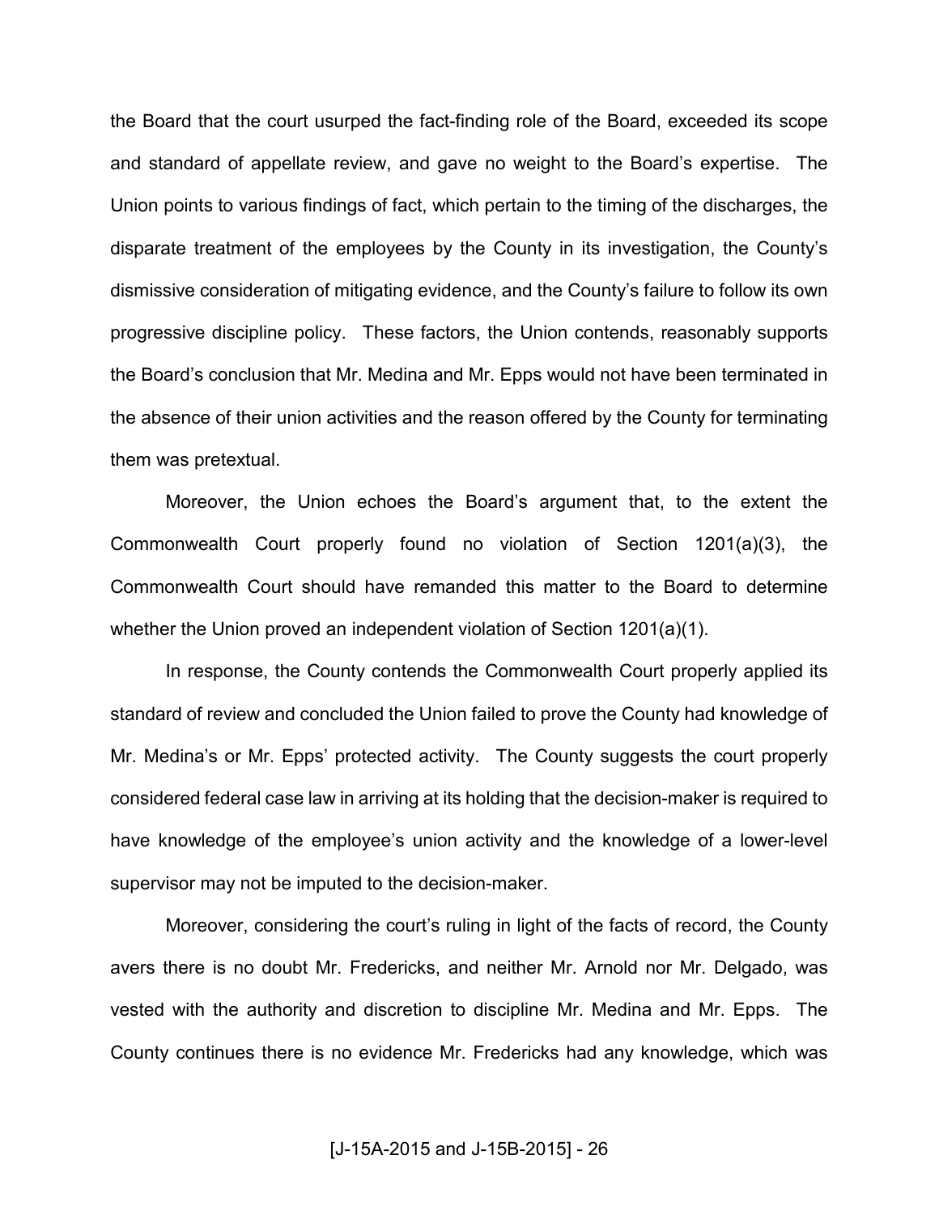the Board that the court usurped the fact-finding role of the Board, exceeded its scope and standard of appellate review, and gave no weight to the Board's expertise. The Union points to various findings of fact, which pertain to the timing of the discharges, the disparate treatment of the employees by the County in its investigation, the County's dismissive consideration of mitigating evidence, and the County's failure to follow its own progressive discipline policy. These factors, the Union contends, reasonably supports the Board's conclusion that Mr. Medina and Mr. Epps would not have been terminated in the absence of their union activities and the reason offered by the County for terminating them was pretextual.

Moreover, the Union echoes the Board's argument that, to the extent the Commonwealth Court properly found no violation of Section 1201(a)(3), the Commonwealth Court should have remanded this matter to the Board to determine whether the Union proved an independent violation of Section 1201(a)(1).

In response, the County contends the Commonwealth Court properly applied its standard of review and concluded the Union failed to prove the County had knowledge of Mr. Medina's or Mr. Epps' protected activity. The County suggests the court properly considered federal case law in arriving at its holding that the decision-maker is required to have knowledge of the employee's union activity and the knowledge of a lower-level supervisor may not be imputed to the decision-maker.

Moreover, considering the court's ruling in light of the facts of record, the County avers there is no doubt Mr. Fredericks, and neither Mr. Arnold nor Mr. Delgado, was vested with the authority and discretion to discipline Mr. Medina and Mr. Epps. The County continues there is no evidence Mr. Fredericks had any knowledge, which was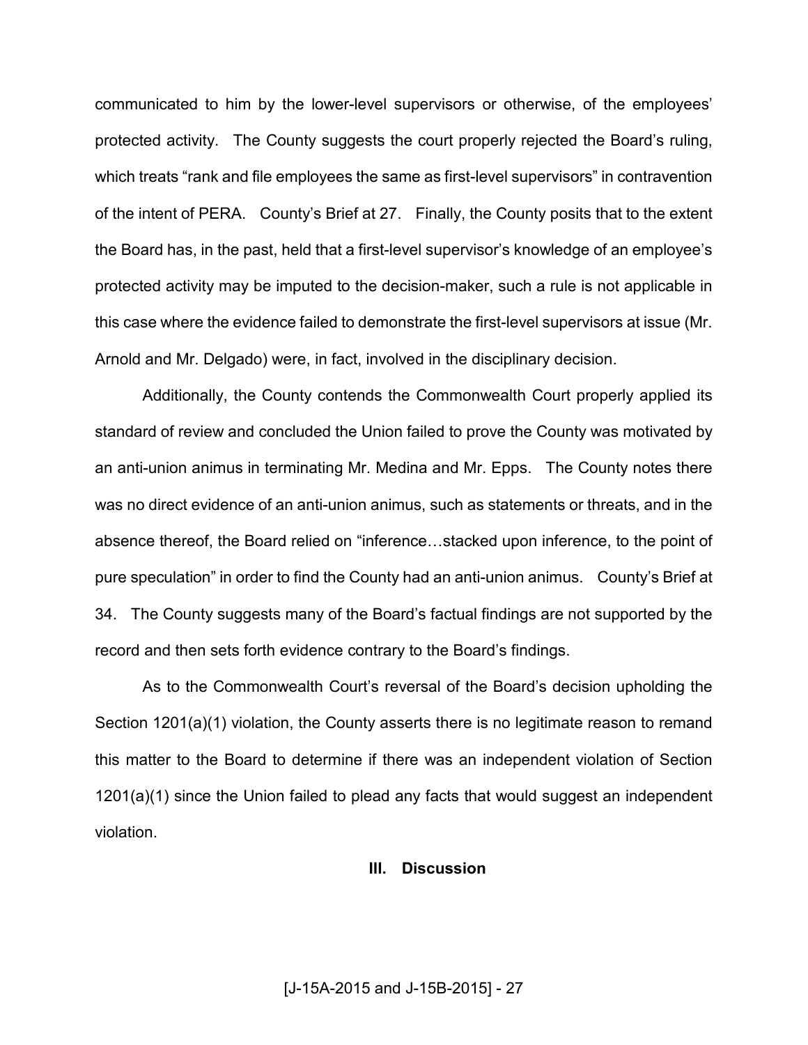communicated to him by the lower-level supervisors or otherwise, of the employees' protected activity. The County suggests the court properly rejected the Board's ruling, which treats "rank and file employees the same as first-level supervisors" in contravention of the intent of PERA. County's Brief at 27. Finally, the County posits that to the extent the Board has, in the past, held that a first-level supervisor's knowledge of an employee's protected activity may be imputed to the decision-maker, such a rule is not applicable in this case where the evidence failed to demonstrate the first-level supervisors at issue (Mr. Arnold and Mr. Delgado) were, in fact, involved in the disciplinary decision.

Additionally, the County contends the Commonwealth Court properly applied its standard of review and concluded the Union failed to prove the County was motivated by an anti-union animus in terminating Mr. Medina and Mr. Epps. The County notes there was no direct evidence of an anti-union animus, such as statements or threats, and in the absence thereof, the Board relied on "inference…stacked upon inference, to the point of pure speculation" in order to find the County had an anti-union animus. County's Brief at 34. The County suggests many of the Board's factual findings are not supported by the record and then sets forth evidence contrary to the Board's findings.

As to the Commonwealth Court's reversal of the Board's decision upholding the Section 1201(a)(1) violation, the County asserts there is no legitimate reason to remand this matter to the Board to determine if there was an independent violation of Section 1201(a)(1) since the Union failed to plead any facts that would suggest an independent violation.

## III. Discussion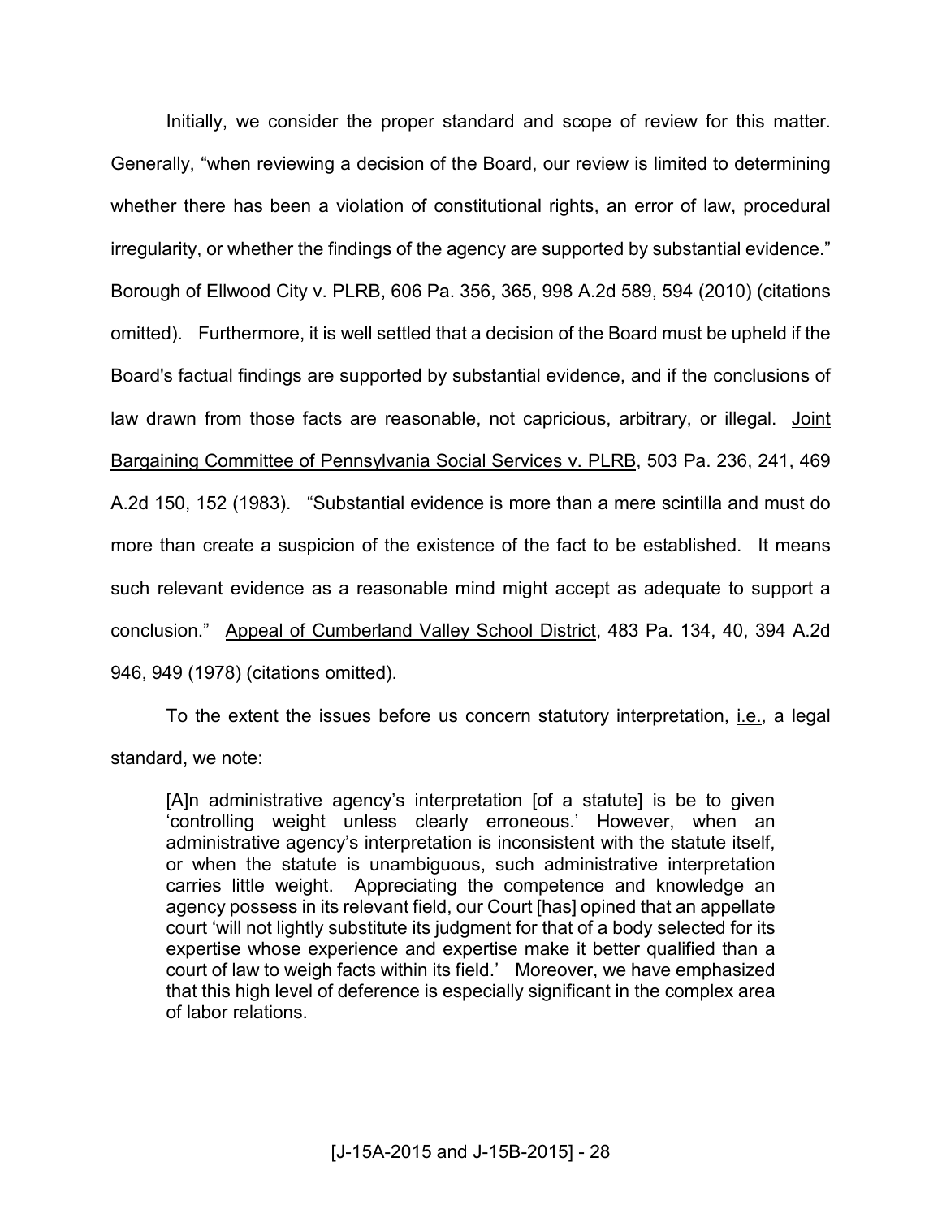Initially, we consider the proper standard and scope of review for this matter. Generally, "when reviewing a decision of the Board, our review is limited to determining whether there has been a violation of constitutional rights, an error of law, procedural irregularity, or whether the findings of the agency are supported by substantial evidence." Borough of Ellwood City v. PLRB, 606 Pa. 356, 365, 998 A.2d 589, 594 (2010) (citations omitted). Furthermore, it is well settled that a decision of the Board must be upheld if the Board's factual findings are supported by substantial evidence, and if the conclusions of law drawn from those facts are reasonable, not capricious, arbitrary, or illegal. Joint Bargaining Committee of Pennsylvania Social Services v. PLRB, 503 Pa. 236, 241, 469 A.2d 150, 152 (1983). "Substantial evidence is more than a mere scintilla and must do more than create a suspicion of the existence of the fact to be established. It means such relevant evidence as a reasonable mind might accept as adequate to support a conclusion." Appeal of Cumberland Valley School District, 483 Pa. 134, 40, 394 A.2d 946, 949 (1978) (citations omitted).

To the extent the issues before us concern statutory interpretation, i.e., a legal standard, we note:

> [A]n administrative agency's interpretation [of a statute] is be to given 'controlling weight unless clearly erroneous.' However, when an administrative agency's interpretation is inconsistent with the statute itself, or when the statute is unambiguous, such administrative interpretation carries little weight. Appreciating the competence and knowledge an agency possess in its relevant field, our Court [has] opined that an appellate court 'will not lightly substitute its judgment for that of a body selected for its expertise whose experience and expertise make it better qualified than a court of law to weigh facts within its field.' Moreover, we have emphasized that this high level of deference is especially significant in the complex area of labor relations.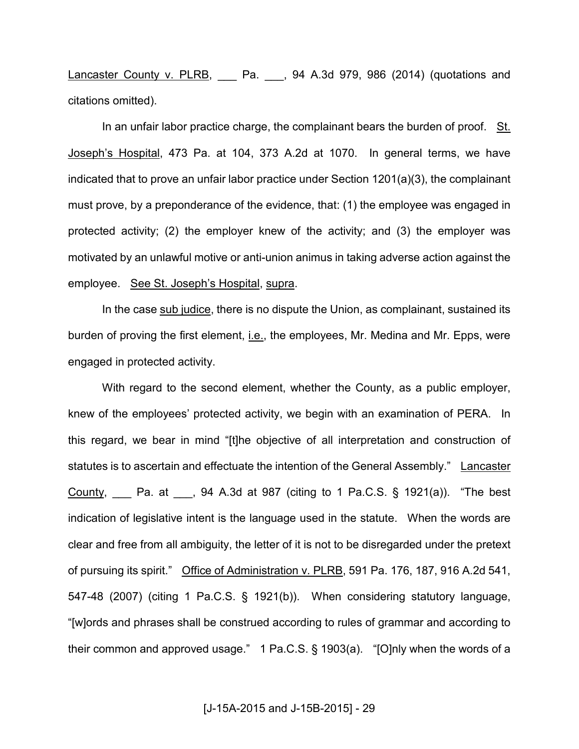Lancaster County v. PLRB, ___ Pa. ___, 94 A.3d 979, 986 (2014) (quotations and citations omitted).

In an unfair labor practice charge, the complainant bears the burden of proof. St. Joseph's Hospital, 473 Pa. at 104, 373 A.2d at 1070. In general terms, we have indicated that to prove an unfair labor practice under Section 1201(a)(3), the complainant must prove, by a preponderance of the evidence, that: (1) the employee was engaged in protected activity; (2) the employer knew of the activity; and (3) the employer was motivated by an unlawful motive or anti-union animus in taking adverse action against the employee. See St. Joseph's Hospital, supra.

In the case sub judice, there is no dispute the Union, as complainant, sustained its burden of proving the first element, i.e., the employees, Mr. Medina and Mr. Epps, were engaged in protected activity.

With regard to the second element, whether the County, as a public employer, knew of the employees' protected activity, we begin with an examination of PERA. In this regard, we bear in mind "[t]he objective of all interpretation and construction of statutes is to ascertain and effectuate the intention of the General Assembly." Lancaster County, ___ Pa. at ___, 94 A.3d at 987 (citing to 1 Pa.C.S. § 1921(a)). "The best indication of legislative intent is the language used in the statute. When the words are clear and free from all ambiguity, the letter of it is not to be disregarded under the pretext of pursuing its spirit." Office of Administration v. PLRB, 591 Pa. 176, 187, 916 A.2d 541, 547-48 (2007) (citing 1 Pa.C.S. § 1921(b)). When considering statutory language, "[w]ords and phrases shall be construed according to rules of grammar and according to their common and approved usage." 1 Pa.C.S. § 1903(a). "[O]nly when the words of a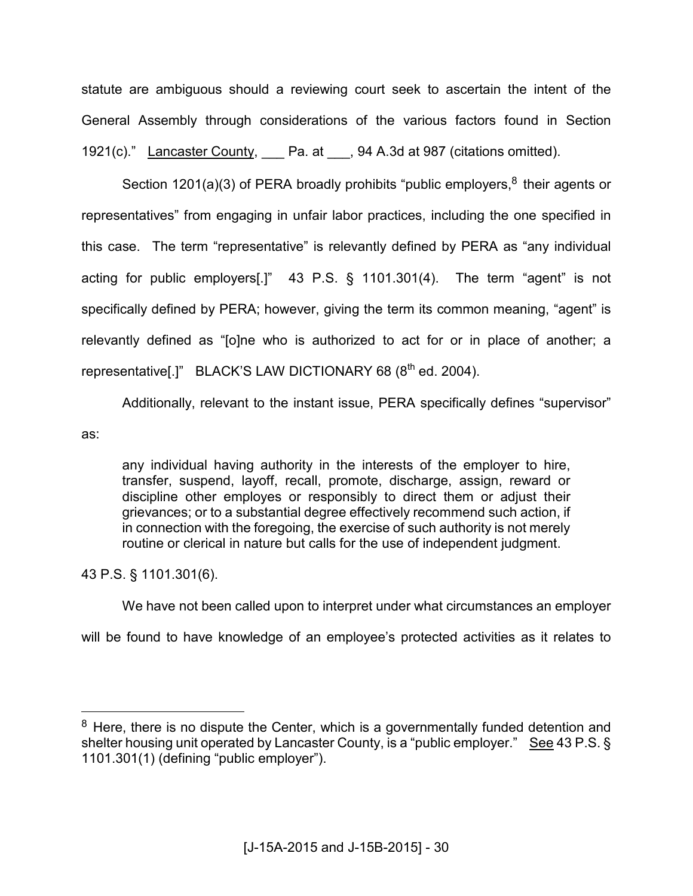statute are ambiguous should a reviewing court seek to ascertain the intent of the General Assembly through considerations of the various factors found in Section 1921(c)." Lancaster County, ___ Pa. at ___, 94 A.3d at 987 (citations omitted).

Section 1201(a)(3) of PERA broadly prohibits "public employers,[8] their agents or representatives" from engaging in unfair labor practices, including the one specified in this case. The term "representative" is relevantly defined by PERA as "any individual acting for public employers[.]" 43 P.S. § 1101.301(4). The term "agent" is not specifically defined by PERA; however, giving the term its common meaning, "agent" is relevantly defined as "[o]ne who is authorized to act for or in place of another; a representative[.]" BLACK'S LAW DICTIONARY 68 (8th ed. 2004).

Additionally, relevant to the instant issue, PERA specifically defines "supervisor" as:

> any individual having authority in the interests of the employer to hire, transfer, suspend, layoff, recall, promote, discharge, assign, reward or discipline other employes or responsibly to direct them or adjust their grievances; or to a substantial degree effectively recommend such action, if in connection with the foregoing, the exercise of such authority is not merely routine or clerical in nature but calls for the use of independent judgment.

43 P.S. § 1101.301(6).

We have not been called upon to interpret under what circumstances an employer will be found to have knowledge of an employee's protected activities as it relates to

---

[8] Here, there is no dispute the Center, which is a governmentally funded detention and shelter housing unit operated by Lancaster County, is a "public employer." See 43 P.S. § 1101.301(1) (defining "public employer").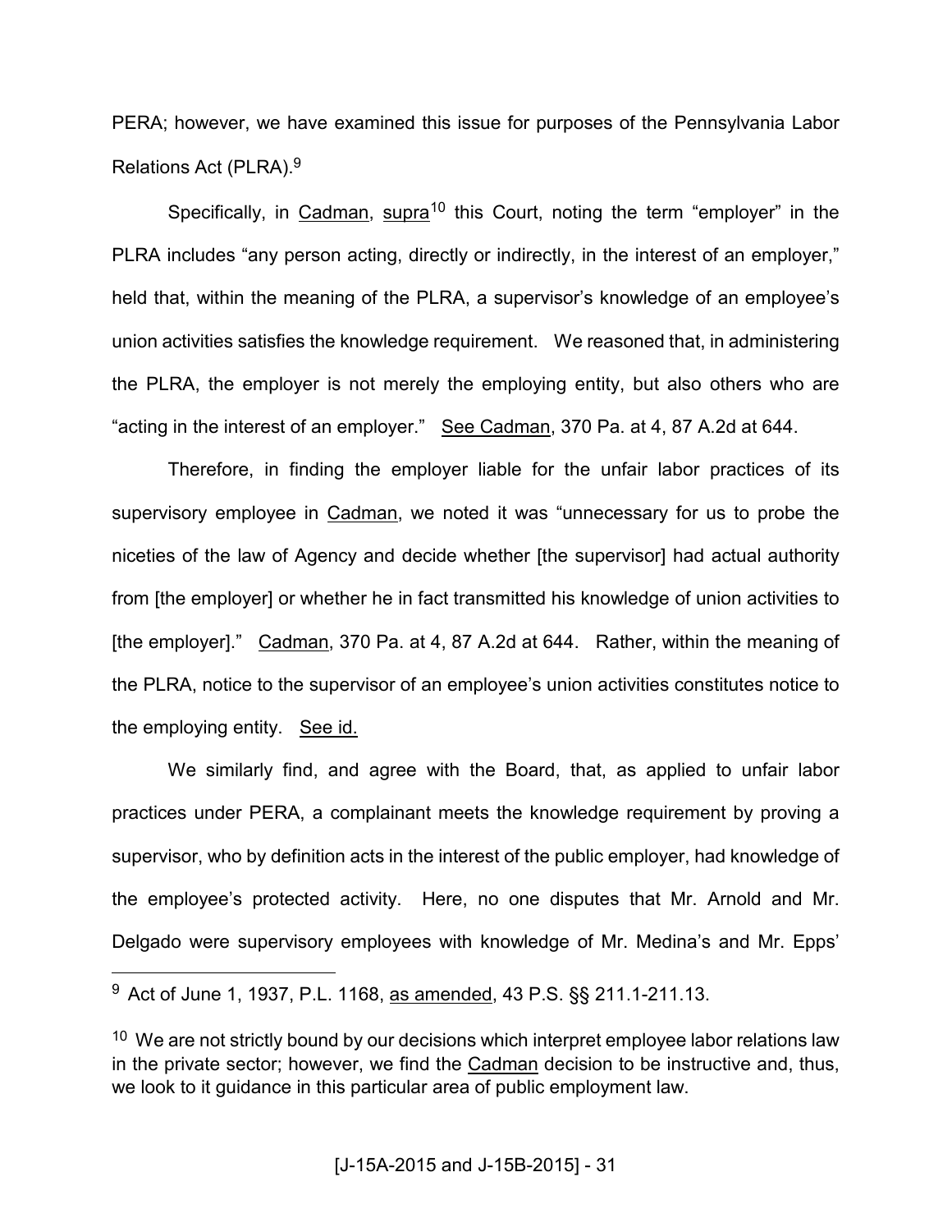PERA; however, we have examined this issue for purposes of the Pennsylvania Labor Relations Act (PLRA).[9]

Specifically, in Cadman, supra[10] this Court, noting the term "employer" in the PLRA includes "any person acting, directly or indirectly, in the interest of an employer," held that, within the meaning of the PLRA, a supervisor's knowledge of an employee's union activities satisfies the knowledge requirement. We reasoned that, in administering the PLRA, the employer is not merely the employing entity, but also others who are "acting in the interest of an employer." See Cadman, 370 Pa. at 4, 87 A.2d at 644.

Therefore, in finding the employer liable for the unfair labor practices of its supervisory employee in Cadman, we noted it was "unnecessary for us to probe the niceties of the law of Agency and decide whether [the supervisor] had actual authority from [the employer] or whether he in fact transmitted his knowledge of union activities to [the employer]." Cadman, 370 Pa. at 4, 87 A.2d at 644. Rather, within the meaning of the PLRA, notice to the supervisor of an employee's union activities constitutes notice to the employing entity. See id.

We similarly find, and agree with the Board, that, as applied to unfair labor practices under PERA, a complainant meets the knowledge requirement by proving a supervisor, who by definition acts in the interest of the public employer, had knowledge of the employee's protected activity. Here, no one disputes that Mr. Arnold and Mr. Delgado were supervisory employees with knowledge of Mr. Medina's and Mr. Epps'

---

[9] Act of June 1, 1937, P.L. 1168, as amended, 43 P.S. §§ 211.1-211.13.

[10] We are not strictly bound by our decisions which interpret employee labor relations law in the private sector; however, we find the Cadman decision to be instructive and, thus, we look to it guidance in this particular area of public employment law.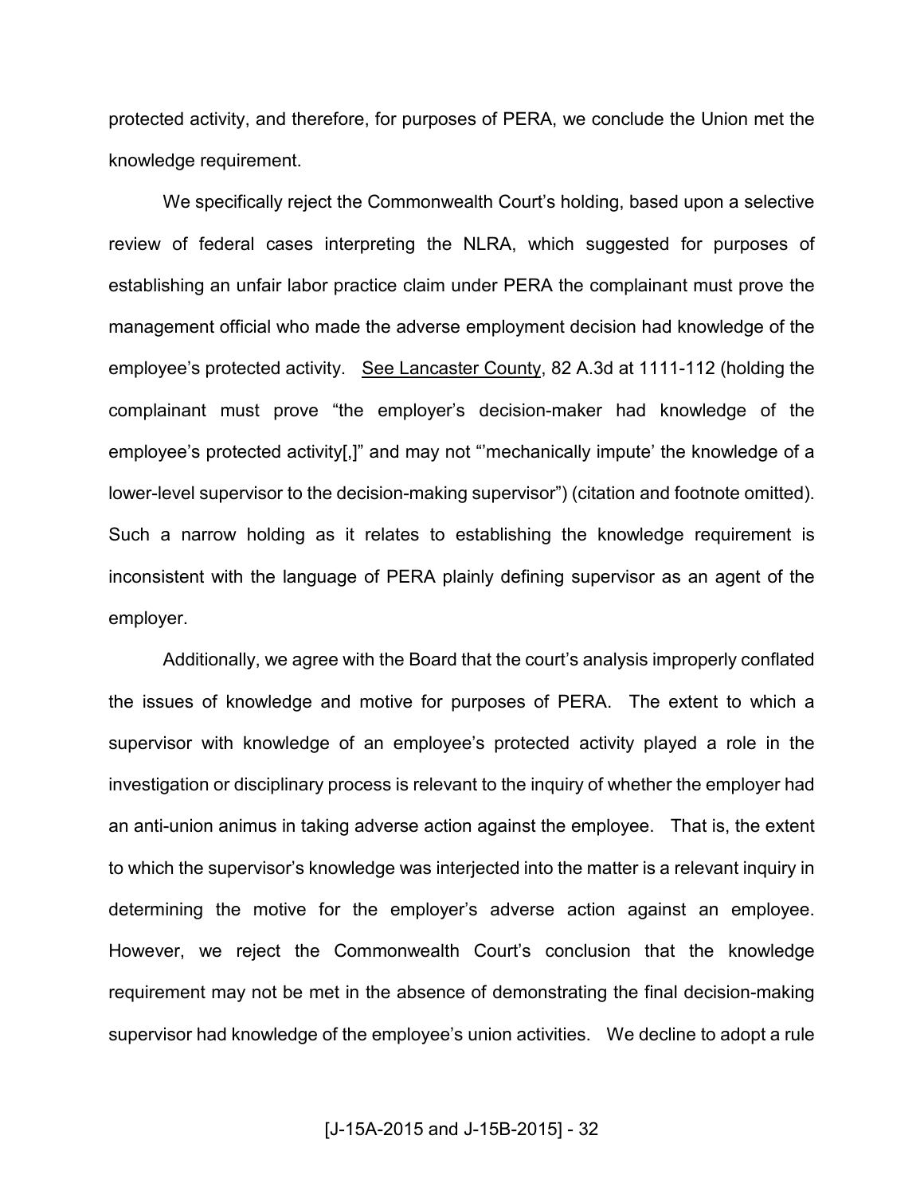protected activity, and therefore, for purposes of PERA, we conclude the Union met the knowledge requirement.

We specifically reject the Commonwealth Court's holding, based upon a selective review of federal cases interpreting the NLRA, which suggested for purposes of establishing an unfair labor practice claim under PERA the complainant must prove the management official who made the adverse employment decision had knowledge of the employee's protected activity. See Lancaster County, 82 A.3d at 1111-112 (holding the complainant must prove "the employer's decision-maker had knowledge of the employee's protected activity[,]" and may not "'mechanically impute' the knowledge of a lower-level supervisor to the decision-making supervisor") (citation and footnote omitted). Such a narrow holding as it relates to establishing the knowledge requirement is inconsistent with the language of PERA plainly defining supervisor as an agent of the employer.

Additionally, we agree with the Board that the court's analysis improperly conflated the issues of knowledge and motive for purposes of PERA. The extent to which a supervisor with knowledge of an employee's protected activity played a role in the investigation or disciplinary process is relevant to the inquiry of whether the employer had an anti-union animus in taking adverse action against the employee. That is, the extent to which the supervisor's knowledge was interjected into the matter is a relevant inquiry in determining the motive for the employer's adverse action against an employee. However, we reject the Commonwealth Court's conclusion that the knowledge requirement may not be met in the absence of demonstrating the final decision-making supervisor had knowledge of the employee's union activities. We decline to adopt a rule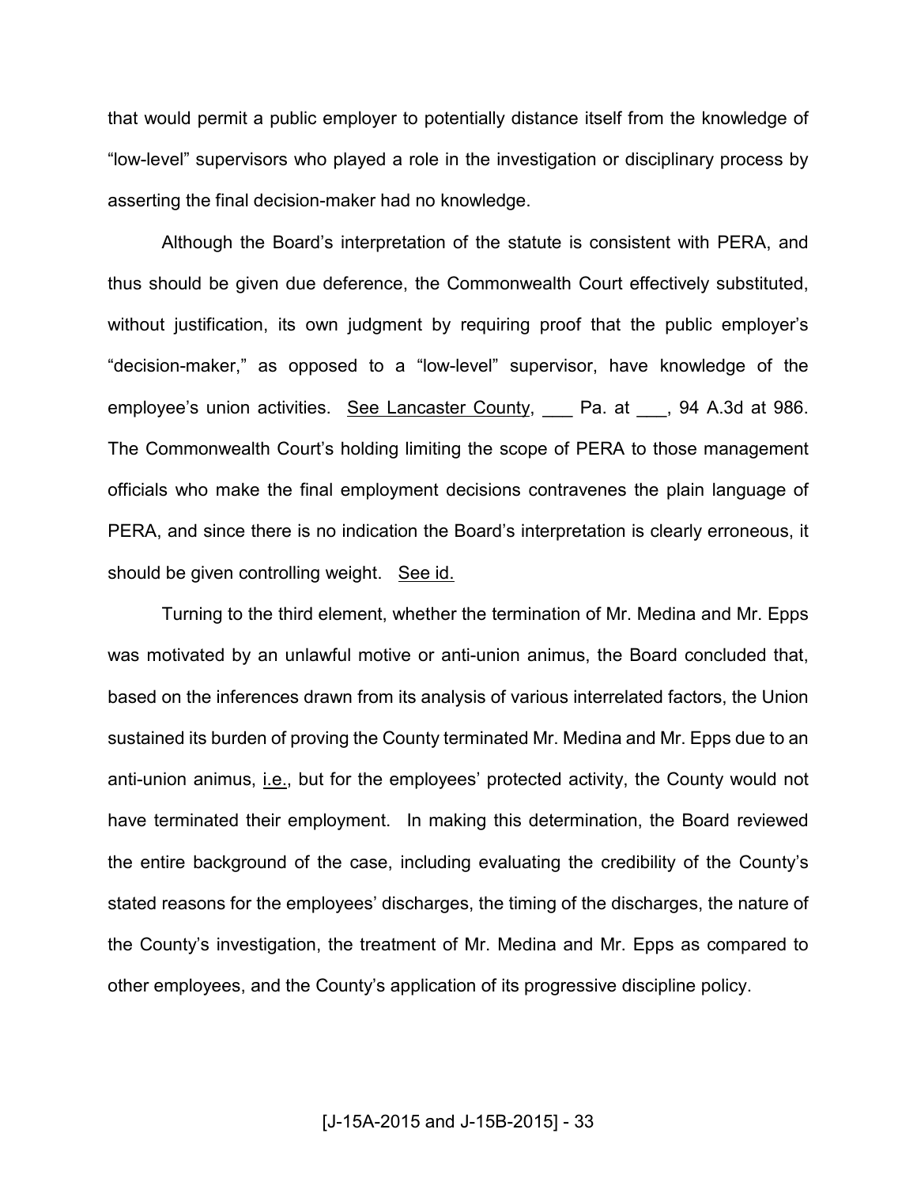that would permit a public employer to potentially distance itself from the knowledge of "low-level" supervisors who played a role in the investigation or disciplinary process by asserting the final decision-maker had no knowledge.

Although the Board's interpretation of the statute is consistent with PERA, and thus should be given due deference, the Commonwealth Court effectively substituted, without justification, its own judgment by requiring proof that the public employer's "decision-maker," as opposed to a "low-level" supervisor, have knowledge of the employee's union activities. See Lancaster County, ___ Pa. at ___, 94 A.3d at 986. The Commonwealth Court's holding limiting the scope of PERA to those management officials who make the final employment decisions contravenes the plain language of PERA, and since there is no indication the Board's interpretation is clearly erroneous, it should be given controlling weight. See id.

Turning to the third element, whether the termination of Mr. Medina and Mr. Epps was motivated by an unlawful motive or anti-union animus, the Board concluded that, based on the inferences drawn from its analysis of various interrelated factors, the Union sustained its burden of proving the County terminated Mr. Medina and Mr. Epps due to an anti-union animus, i.e., but for the employees' protected activity, the County would not have terminated their employment. In making this determination, the Board reviewed the entire background of the case, including evaluating the credibility of the County's stated reasons for the employees' discharges, the timing of the discharges, the nature of the County's investigation, the treatment of Mr. Medina and Mr. Epps as compared to other employees, and the County's application of its progressive discipline policy.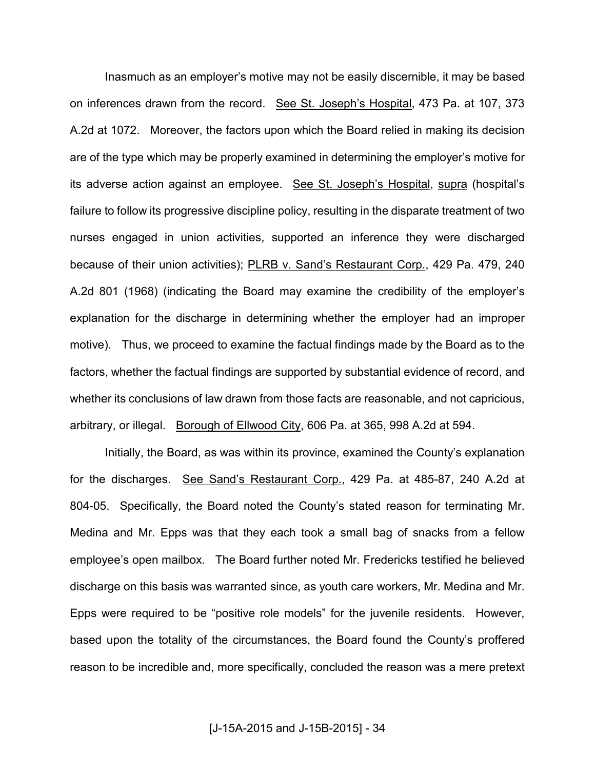Inasmuch as an employer's motive may not be easily discernible, it may be based on inferences drawn from the record. See St. Joseph's Hospital, 473 Pa. at 107, 373 A.2d at 1072. Moreover, the factors upon which the Board relied in making its decision are of the type which may be properly examined in determining the employer's motive for its adverse action against an employee. See St. Joseph's Hospital, supra (hospital's failure to follow its progressive discipline policy, resulting in the disparate treatment of two nurses engaged in union activities, supported an inference they were discharged because of their union activities); PLRB v. Sand's Restaurant Corp., 429 Pa. 479, 240 A.2d 801 (1968) (indicating the Board may examine the credibility of the employer's explanation for the discharge in determining whether the employer had an improper motive). Thus, we proceed to examine the factual findings made by the Board as to the factors, whether the factual findings are supported by substantial evidence of record, and whether its conclusions of law drawn from those facts are reasonable, and not capricious, arbitrary, or illegal. Borough of Ellwood City, 606 Pa. at 365, 998 A.2d at 594.

Initially, the Board, as was within its province, examined the County's explanation for the discharges. See Sand's Restaurant Corp., 429 Pa. at 485-87, 240 A.2d at 804-05. Specifically, the Board noted the County's stated reason for terminating Mr. Medina and Mr. Epps was that they each took a small bag of snacks from a fellow employee's open mailbox. The Board further noted Mr. Fredericks testified he believed discharge on this basis was warranted since, as youth care workers, Mr. Medina and Mr. Epps were required to be "positive role models" for the juvenile residents. However, based upon the totality of the circumstances, the Board found the County's proffered reason to be incredible and, more specifically, concluded the reason was a mere pretext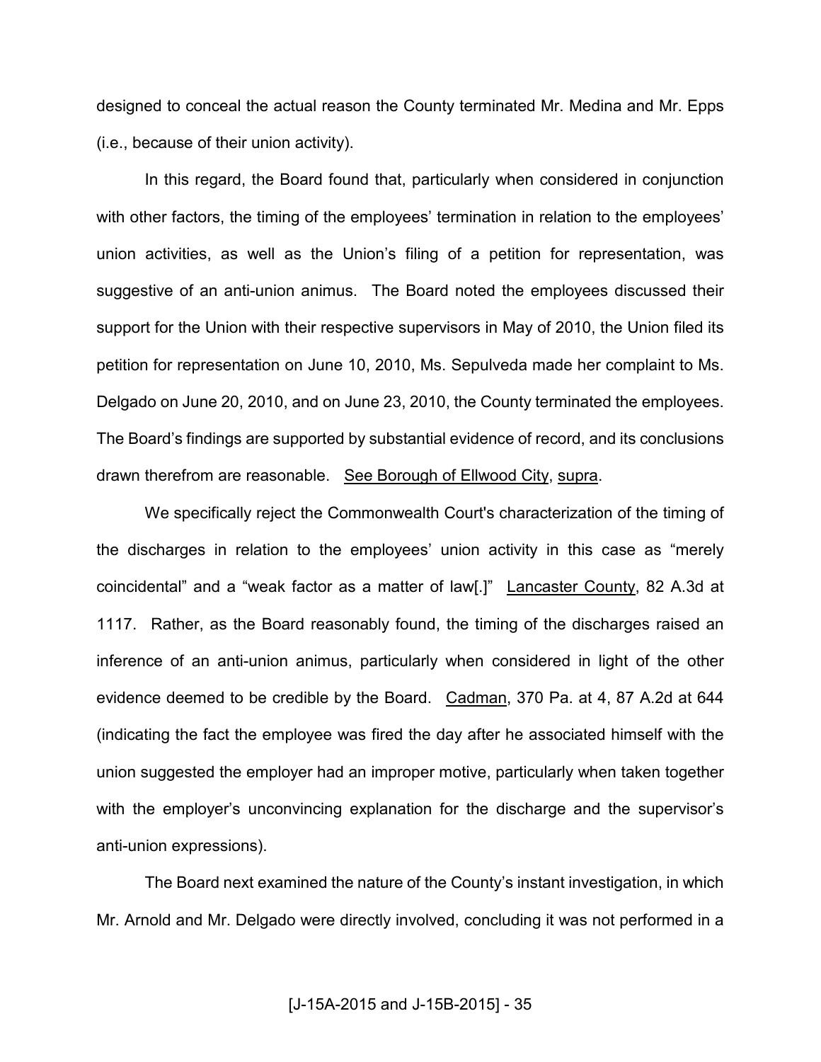designed to conceal the actual reason the County terminated Mr. Medina and Mr. Epps (i.e., because of their union activity).

In this regard, the Board found that, particularly when considered in conjunction with other factors, the timing of the employees' termination in relation to the employees' union activities, as well as the Union's filing of a petition for representation, was suggestive of an anti-union animus. The Board noted the employees discussed their support for the Union with their respective supervisors in May of 2010, the Union filed its petition for representation on June 10, 2010, Ms. Sepulveda made her complaint to Ms. Delgado on June 20, 2010, and on June 23, 2010, the County terminated the employees. The Board's findings are supported by substantial evidence of record, and its conclusions drawn therefrom are reasonable. See Borough of Ellwood City, supra.

We specifically reject the Commonwealth Court's characterization of the timing of the discharges in relation to the employees' union activity in this case as "merely coincidental" and a "weak factor as a matter of law[.]" Lancaster County, 82 A.3d at 1117. Rather, as the Board reasonably found, the timing of the discharges raised an inference of an anti-union animus, particularly when considered in light of the other evidence deemed to be credible by the Board. Cadman, 370 Pa. at 4, 87 A.2d at 644 (indicating the fact the employee was fired the day after he associated himself with the union suggested the employer had an improper motive, particularly when taken together with the employer's unconvincing explanation for the discharge and the supervisor's anti-union expressions).

The Board next examined the nature of the County's instant investigation, in which Mr. Arnold and Mr. Delgado were directly involved, concluding it was not performed in a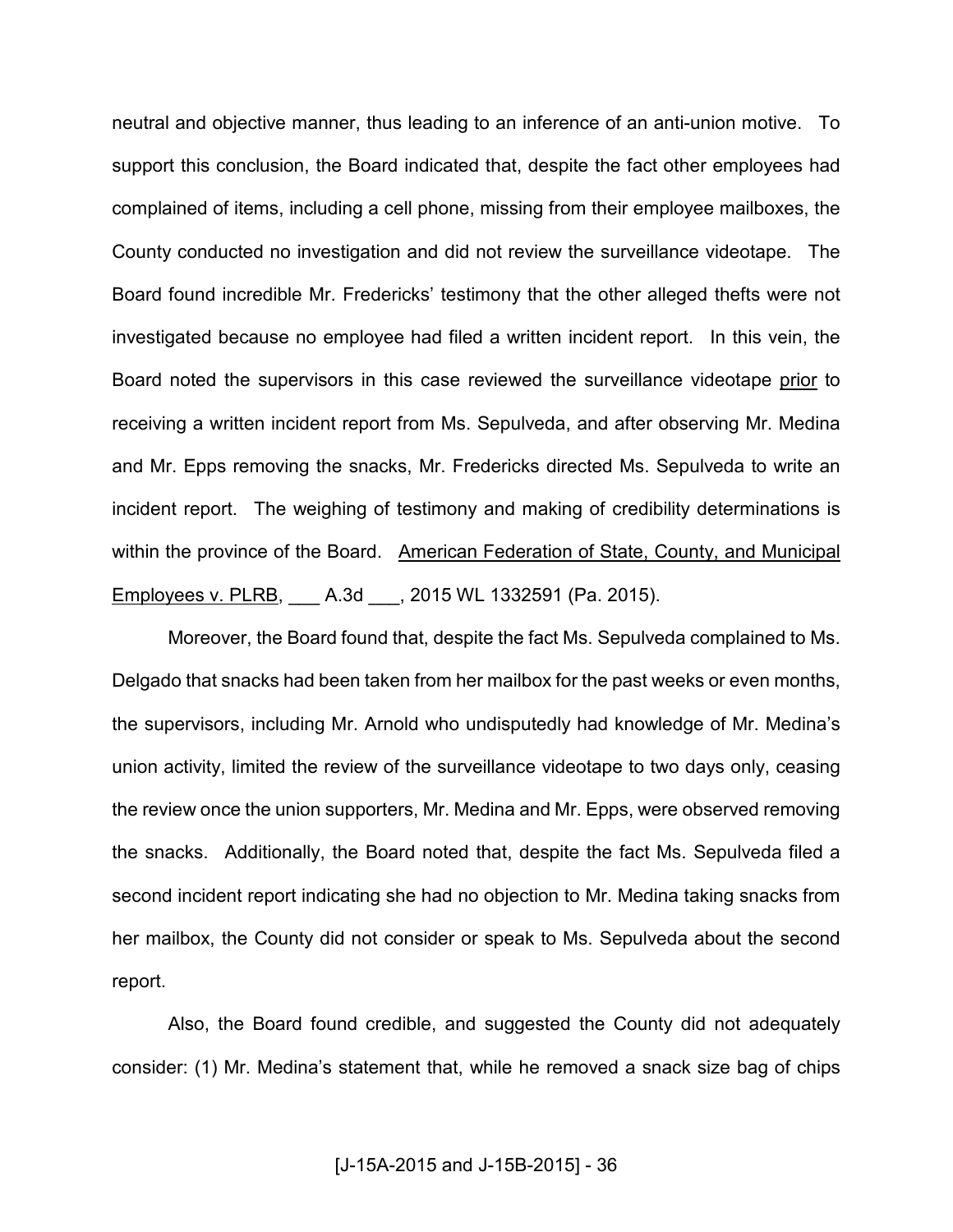neutral and objective manner, thus leading to an inference of an anti-union motive. To support this conclusion, the Board indicated that, despite the fact other employees had complained of items, including a cell phone, missing from their employee mailboxes, the County conducted no investigation and did not review the surveillance videotape. The Board found incredible Mr. Fredericks' testimony that the other alleged thefts were not investigated because no employee had filed a written incident report. In this vein, the Board noted the supervisors in this case reviewed the surveillance videotape <u>prior</u> to receiving a written incident report from Ms. Sepulveda, and after observing Mr. Medina and Mr. Epps removing the snacks, Mr. Fredericks directed Ms. Sepulveda to write an incident report. The weighing of testimony and making of credibility determinations is within the province of the Board. <u>American Federation of State, County, and Municipal Employees v. PLRB</u>, ___ A.3d ___, 2015 WL 1332591 (Pa. 2015).

Moreover, the Board found that, despite the fact Ms. Sepulveda complained to Ms. Delgado that snacks had been taken from her mailbox for the past weeks or even months, the supervisors, including Mr. Arnold who undisputedly had knowledge of Mr. Medina's union activity, limited the review of the surveillance videotape to two days only, ceasing the review once the union supporters, Mr. Medina and Mr. Epps, were observed removing the snacks. Additionally, the Board noted that, despite the fact Ms. Sepulveda filed a second incident report indicating she had no objection to Mr. Medina taking snacks from her mailbox, the County did not consider or speak to Ms. Sepulveda about the second report.

Also, the Board found credible, and suggested the County did not adequately consider: (1) Mr. Medina's statement that, while he removed a snack size bag of chips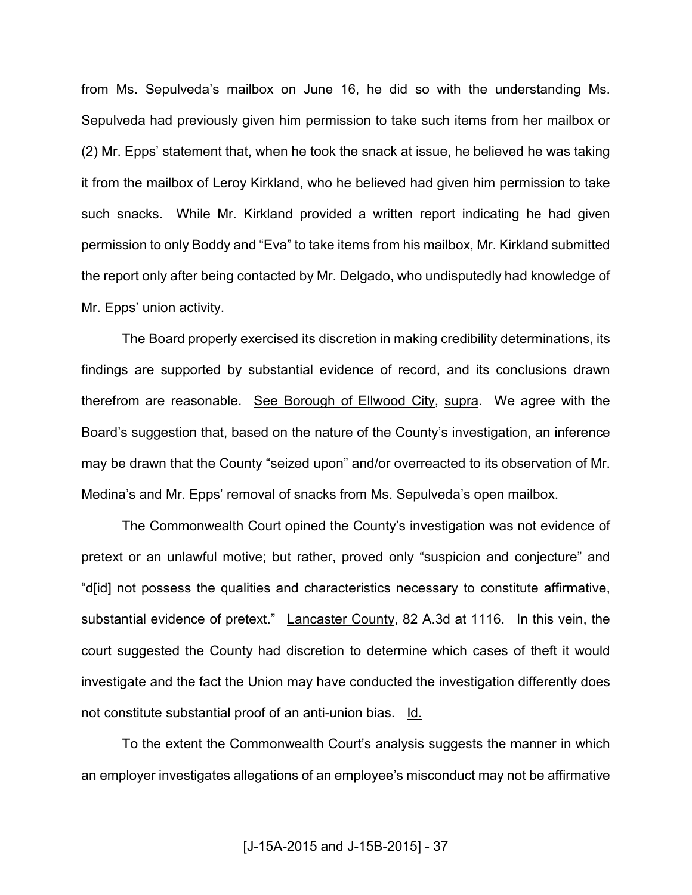from Ms. Sepulveda's mailbox on June 16, he did so with the understanding Ms. Sepulveda had previously given him permission to take such items from her mailbox or (2) Mr. Epps' statement that, when he took the snack at issue, he believed he was taking it from the mailbox of Leroy Kirkland, who he believed had given him permission to take such snacks. While Mr. Kirkland provided a written report indicating he had given permission to only Boddy and "Eva" to take items from his mailbox, Mr. Kirkland submitted the report only after being contacted by Mr. Delgado, who undisputedly had knowledge of Mr. Epps' union activity.

The Board properly exercised its discretion in making credibility determinations, its findings are supported by substantial evidence of record, and its conclusions drawn therefrom are reasonable. See Borough of Ellwood City, supra. We agree with the Board's suggestion that, based on the nature of the County's investigation, an inference may be drawn that the County "seized upon" and/or overreacted to its observation of Mr. Medina's and Mr. Epps' removal of snacks from Ms. Sepulveda's open mailbox.

The Commonwealth Court opined the County's investigation was not evidence of pretext or an unlawful motive; but rather, proved only "suspicion and conjecture" and "d[id] not possess the qualities and characteristics necessary to constitute affirmative, substantial evidence of pretext." Lancaster County, 82 A.3d at 1116. In this vein, the court suggested the County had discretion to determine which cases of theft it would investigate and the fact the Union may have conducted the investigation differently does not constitute substantial proof of an anti-union bias. Id.

To the extent the Commonwealth Court's analysis suggests the manner in which an employer investigates allegations of an employee's misconduct may not be affirmative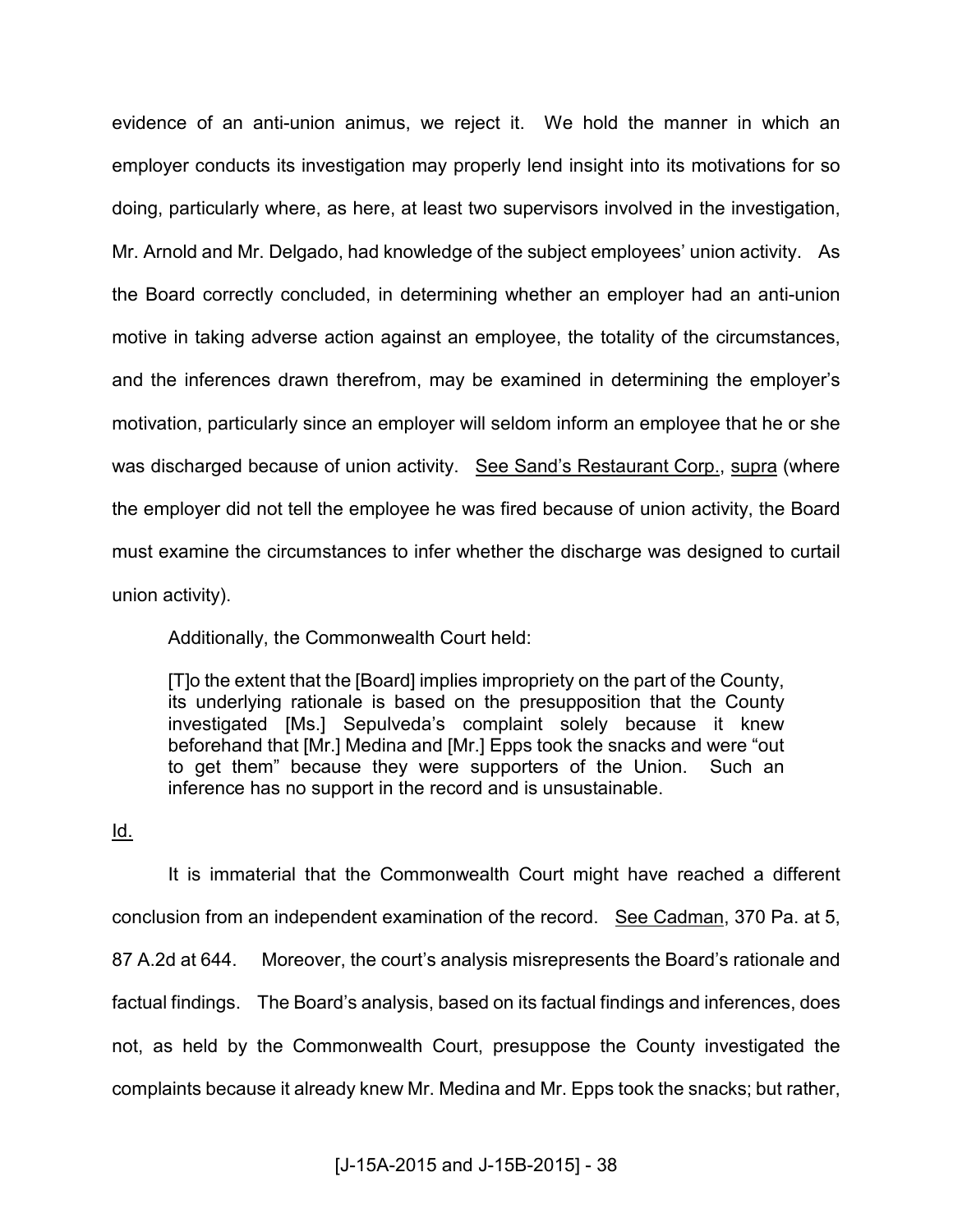evidence of an anti-union animus, we reject it. We hold the manner in which an employer conducts its investigation may properly lend insight into its motivations for so doing, particularly where, as here, at least two supervisors involved in the investigation, Mr. Arnold and Mr. Delgado, had knowledge of the subject employees' union activity. As the Board correctly concluded, in determining whether an employer had an anti-union motive in taking adverse action against an employee, the totality of the circumstances, and the inferences drawn therefrom, may be examined in determining the employer's motivation, particularly since an employer will seldom inform an employee that he or she was discharged because of union activity. See Sand's Restaurant Corp., supra (where the employer did not tell the employee he was fired because of union activity, the Board must examine the circumstances to infer whether the discharge was designed to curtail union activity).

Additionally, the Commonwealth Court held:

> [T]o the extent that the [Board] implies impropriety on the part of the County, its underlying rationale is based on the presupposition that the County investigated [Ms.] Sepulveda's complaint solely because it knew beforehand that [Mr.] Medina and [Mr.] Epps took the snacks and were "out to get them" because they were supporters of the Union. Such an inference has no support in the record and is unsustainable.

Id.

It is immaterial that the Commonwealth Court might have reached a different conclusion from an independent examination of the record. See Cadman, 370 Pa. at 5, 87 A.2d at 644. Moreover, the court's analysis misrepresents the Board's rationale and factual findings. The Board's analysis, based on its factual findings and inferences, does not, as held by the Commonwealth Court, presuppose the County investigated the complaints because it already knew Mr. Medina and Mr. Epps took the snacks; but rather,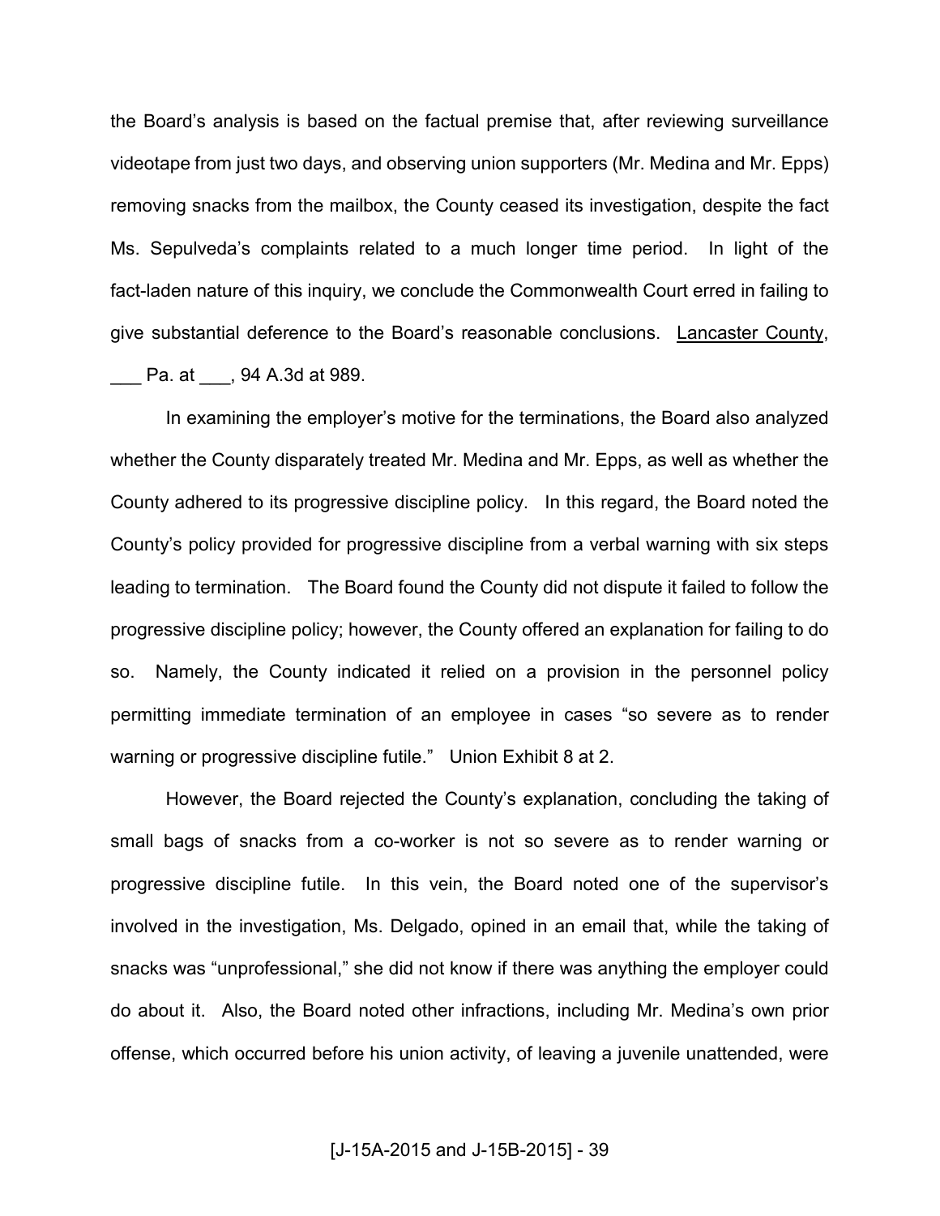the Board's analysis is based on the factual premise that, after reviewing surveillance videotape from just two days, and observing union supporters (Mr. Medina and Mr. Epps) removing snacks from the mailbox, the County ceased its investigation, despite the fact Ms. Sepulveda's complaints related to a much longer time period. In light of the fact-laden nature of this inquiry, we conclude the Commonwealth Court erred in failing to give substantial deference to the Board's reasonable conclusions. Lancaster County, ___ Pa. at ___, 94 A.3d at 989.

In examining the employer's motive for the terminations, the Board also analyzed whether the County disparately treated Mr. Medina and Mr. Epps, as well as whether the County adhered to its progressive discipline policy. In this regard, the Board noted the County's policy provided for progressive discipline from a verbal warning with six steps leading to termination. The Board found the County did not dispute it failed to follow the progressive discipline policy; however, the County offered an explanation for failing to do so. Namely, the County indicated it relied on a provision in the personnel policy permitting immediate termination of an employee in cases "so severe as to render warning or progressive discipline futile." Union Exhibit 8 at 2.

However, the Board rejected the County's explanation, concluding the taking of small bags of snacks from a co-worker is not so severe as to render warning or progressive discipline futile. In this vein, the Board noted one of the supervisor's involved in the investigation, Ms. Delgado, opined in an email that, while the taking of snacks was "unprofessional," she did not know if there was anything the employer could do about it. Also, the Board noted other infractions, including Mr. Medina's own prior offense, which occurred before his union activity, of leaving a juvenile unattended, were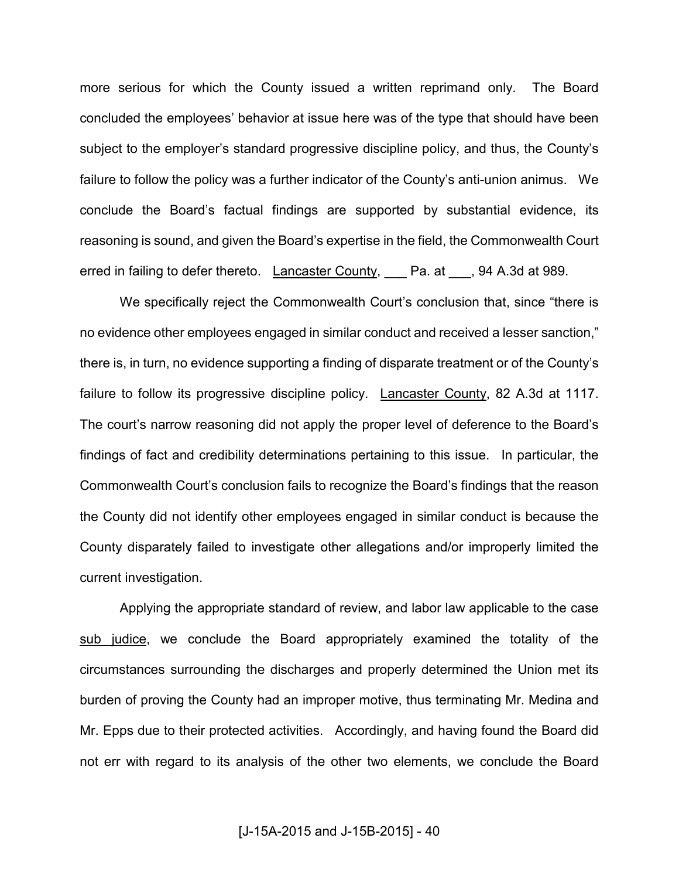more serious for which the County issued a written reprimand only. The Board concluded the employees' behavior at issue here was of the type that should have been subject to the employer's standard progressive discipline policy, and thus, the County's failure to follow the policy was a further indicator of the County's anti-union animus. We conclude the Board's factual findings are supported by substantial evidence, its reasoning is sound, and given the Board's expertise in the field, the Commonwealth Court erred in failing to defer thereto. Lancaster County, ___ Pa. at ___, 94 A.3d at 989.

We specifically reject the Commonwealth Court's conclusion that, since "there is no evidence other employees engaged in similar conduct and received a lesser sanction," there is, in turn, no evidence supporting a finding of disparate treatment or of the County's failure to follow its progressive discipline policy. Lancaster County, 82 A.3d at 1117. The court's narrow reasoning did not apply the proper level of deference to the Board's findings of fact and credibility determinations pertaining to this issue. In particular, the Commonwealth Court's conclusion fails to recognize the Board's findings that the reason the County did not identify other employees engaged in similar conduct is because the County disparately failed to investigate other allegations and/or improperly limited the current investigation.

Applying the appropriate standard of review, and labor law applicable to the case sub judice, we conclude the Board appropriately examined the totality of the circumstances surrounding the discharges and properly determined the Union met its burden of proving the County had an improper motive, thus terminating Mr. Medina and Mr. Epps due to their protected activities. Accordingly, and having found the Board did not err with regard to its analysis of the other two elements, we conclude the Board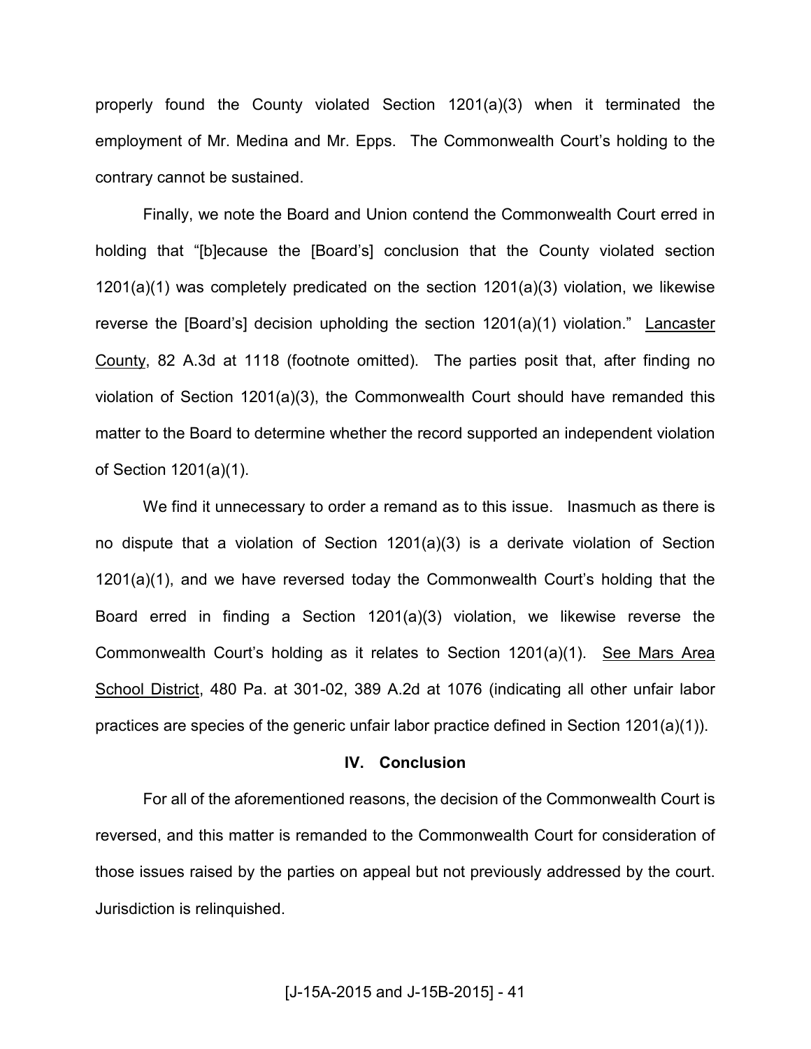properly found the County violated Section 1201(a)(3) when it terminated the employment of Mr. Medina and Mr. Epps. The Commonwealth Court's holding to the contrary cannot be sustained.

Finally, we note the Board and Union contend the Commonwealth Court erred in holding that "[b]ecause the [Board's] conclusion that the County violated section 1201(a)(1) was completely predicated on the section 1201(a)(3) violation, we likewise reverse the [Board's] decision upholding the section 1201(a)(1) violation." Lancaster County, 82 A.3d at 1118 (footnote omitted). The parties posit that, after finding no violation of Section 1201(a)(3), the Commonwealth Court should have remanded this matter to the Board to determine whether the record supported an independent violation of Section 1201(a)(1).

We find it unnecessary to order a remand as to this issue. Inasmuch as there is no dispute that a violation of Section 1201(a)(3) is a derivate violation of Section 1201(a)(1), and we have reversed today the Commonwealth Court's holding that the Board erred in finding a Section 1201(a)(3) violation, we likewise reverse the Commonwealth Court's holding as it relates to Section 1201(a)(1). See Mars Area School District, 480 Pa. at 301-02, 389 A.2d at 1076 (indicating all other unfair labor practices are species of the generic unfair labor practice defined in Section 1201(a)(1)).

### IV. Conclusion

For all of the aforementioned reasons, the decision of the Commonwealth Court is reversed, and this matter is remanded to the Commonwealth Court for consideration of those issues raised by the parties on appeal but not previously addressed by the court. Jurisdiction is relinquished.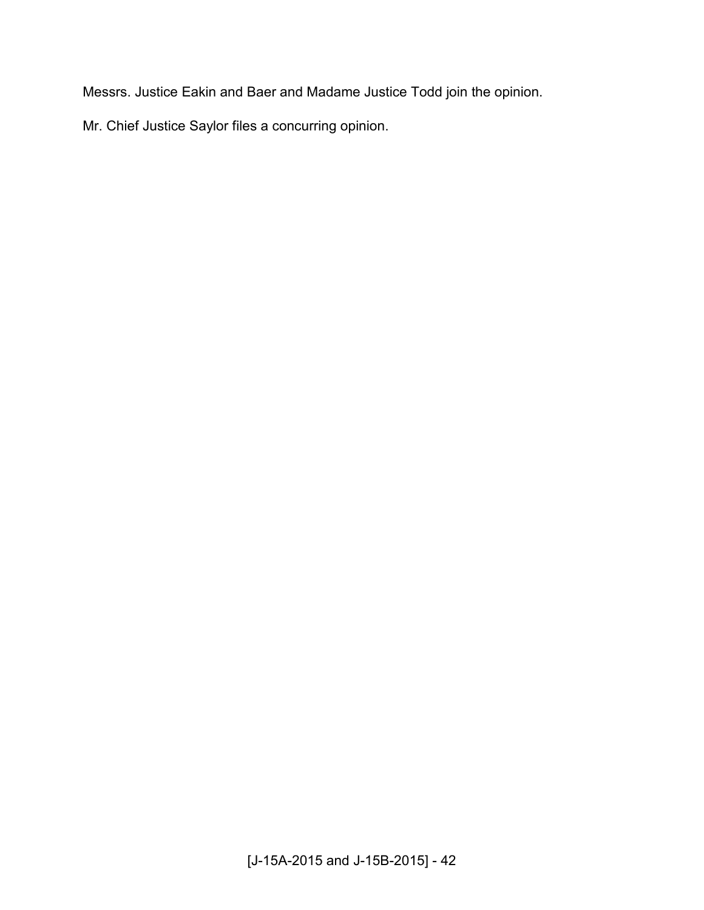Messrs. Justice Eakin and Baer and Madame Justice Todd join the opinion.

Mr. Chief Justice Saylor files a concurring opinion.